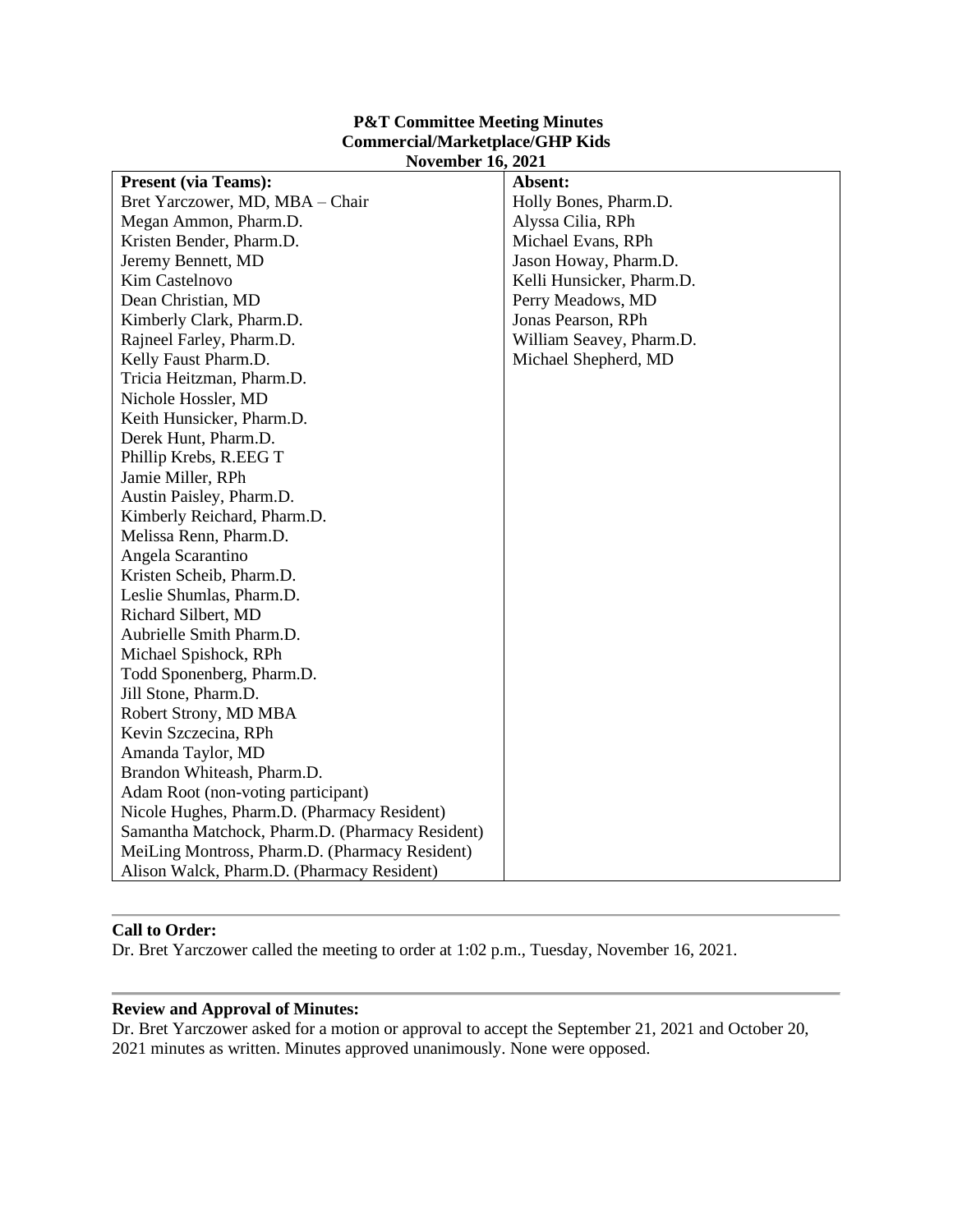# P&T Committee Meeting Minutes
## Commercial/Marketplace/GHP Kids
### November 16, 2021

| **Present (via Teams):** | **Absent:** |
|---|---|
| Bret Yarczower, MD, MBA – Chair | Holly Bones, Pharm.D. |
| Megan Ammon, Pharm.D. | Alyssa Cilia, RPh |
| Kristen Bender, Pharm.D. | Michael Evans, RPh |
| Jeremy Bennett, MD | Jason Howay, Pharm.D. |
| Kim Castelnovo | Kelli Hunsicker, Pharm.D. |
| Dean Christian, MD | Perry Meadows, MD |
| Kimberly Clark, Pharm.D. | Jonas Pearson, RPh |
| Rajneel Farley, Pharm.D. | William Seavey, Pharm.D. |
| Kelly Faust Pharm.D. | Michael Shepherd, MD |
| Tricia Heitzman, Pharm.D. | |
| Nichole Hossler, MD | |
| Keith Hunsicker, Pharm.D. | |
| Derek Hunt, Pharm.D. | |
| Phillip Krebs, R.EEG T | |
| Jamie Miller, RPh | |
| Austin Paisley, Pharm.D. | |
| Kimberly Reichard, Pharm.D. | |
| Melissa Renn, Pharm.D. | |
| Angela Scarantino | |
| Kristen Scheib, Pharm.D. | |
| Leslie Shumlas, Pharm.D. | |
| Richard Silbert, MD | |
| Aubrielle Smith Pharm.D. | |
| Michael Spishock, RPh | |
| Todd Sponenberg, Pharm.D. | |
| Jill Stone, Pharm.D. | |
| Robert Strony, MD MBA | |
| Kevin Szczecina, RPh | |
| Amanda Taylor, MD | |
| Brandon Whiteash, Pharm.D. | |
| Adam Root (non-voting participant) | |
| Nicole Hughes, Pharm.D. (Pharmacy Resident) | |
| Samantha Matchock, Pharm.D. (Pharmacy Resident) | |
| MeiLing Montross, Pharm.D. (Pharmacy Resident) | |
| Alison Walck, Pharm.D. (Pharmacy Resident) | |

**Call to Order:**

Dr. Bret Yarczower called the meeting to order at 1:02 p.m., Tuesday, November 16, 2021.

**Review and Approval of Minutes:**

Dr. Bret Yarczower asked for a motion or approval to accept the September 21, 2021 and October 20, 2021 minutes as written. Minutes approved unanimously. None were opposed.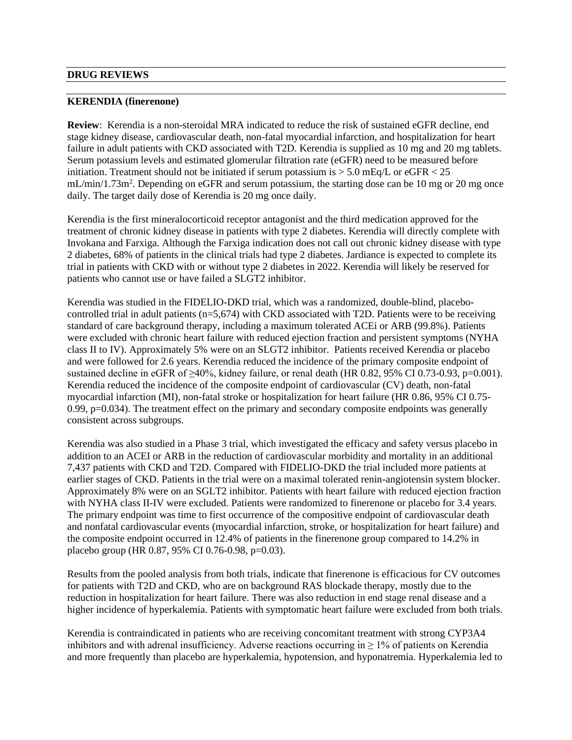## DRUG REVIEWS

### KERENDIA (finerenone)

**Review**: Kerendia is a non-steroidal MRA indicated to reduce the risk of sustained eGFR decline, end stage kidney disease, cardiovascular death, non-fatal myocardial infarction, and hospitalization for heart failure in adult patients with CKD associated with T2D. Kerendia is supplied as 10 mg and 20 mg tablets. Serum potassium levels and estimated glomerular filtration rate (eGFR) need to be measured before initiation. Treatment should not be initiated if serum potassium is > 5.0 mEq/L or eGFR < 25 mL/min/1.73m$^2$. Depending on eGFR and serum potassium, the starting dose can be 10 mg or 20 mg once daily. The target daily dose of Kerendia is 20 mg once daily.

Kerendia is the first mineralocorticoid receptor antagonist and the third medication approved for the treatment of chronic kidney disease in patients with type 2 diabetes. Kerendia will directly complete with Invokana and Farxiga. Although the Farxiga indication does not call out chronic kidney disease with type 2 diabetes, 68% of patients in the clinical trials had type 2 diabetes. Jardiance is expected to complete its trial in patients with CKD with or without type 2 diabetes in 2022. Kerendia will likely be reserved for patients who cannot use or have failed a SLGT2 inhibitor.

Kerendia was studied in the FIDELIO-DKD trial, which was a randomized, double-blind, placebo-controlled trial in adult patients (n=5,674) with CKD associated with T2D. Patients were to be receiving standard of care background therapy, including a maximum tolerated ACEi or ARB (99.8%). Patients were excluded with chronic heart failure with reduced ejection fraction and persistent symptoms (NYHA class II to IV). Approximately 5% were on an SLGT2 inhibitor. Patients received Kerendia or placebo and were followed for 2.6 years. Kerendia reduced the incidence of the primary composite endpoint of sustained decline in eGFR of ≥40%, kidney failure, or renal death (HR 0.82, 95% CI 0.73-0.93, p=0.001). Kerendia reduced the incidence of the composite endpoint of cardiovascular (CV) death, non-fatal myocardial infarction (MI), non-fatal stroke or hospitalization for heart failure (HR 0.86, 95% CI 0.75-0.99, p=0.034). The treatment effect on the primary and secondary composite endpoints was generally consistent across subgroups.

Kerendia was also studied in a Phase 3 trial, which investigated the efficacy and safety versus placebo in addition to an ACEI or ARB in the reduction of cardiovascular morbidity and mortality in an additional 7,437 patients with CKD and T2D. Compared with FIDELIO-DKD the trial included more patients at earlier stages of CKD. Patients in the trial were on a maximal tolerated renin-angiotensin system blocker. Approximately 8% were on an SGLT2 inhibitor. Patients with heart failure with reduced ejection fraction with NYHA class II-IV were excluded. Patients were randomized to finerenone or placebo for 3.4 years. The primary endpoint was time to first occurrence of the compositive endpoint of cardiovascular death and nonfatal cardiovascular events (myocardial infarction, stroke, or hospitalization for heart failure) and the composite endpoint occurred in 12.4% of patients in the finerenone group compared to 14.2% in placebo group (HR 0.87, 95% CI 0.76-0.98, p=0.03).

Results from the pooled analysis from both trials, indicate that finerenone is efficacious for CV outcomes for patients with T2D and CKD, who are on background RAS blockade therapy, mostly due to the reduction in hospitalization for heart failure. There was also reduction in end stage renal disease and a higher incidence of hyperkalemia. Patients with symptomatic heart failure were excluded from both trials.

Kerendia is contraindicated in patients who are receiving concomitant treatment with strong CYP3A4 inhibitors and with adrenal insufficiency. Adverse reactions occurring in ≥ 1% of patients on Kerendia and more frequently than placebo are hyperkalemia, hypotension, and hyponatremia. Hyperkalemia led to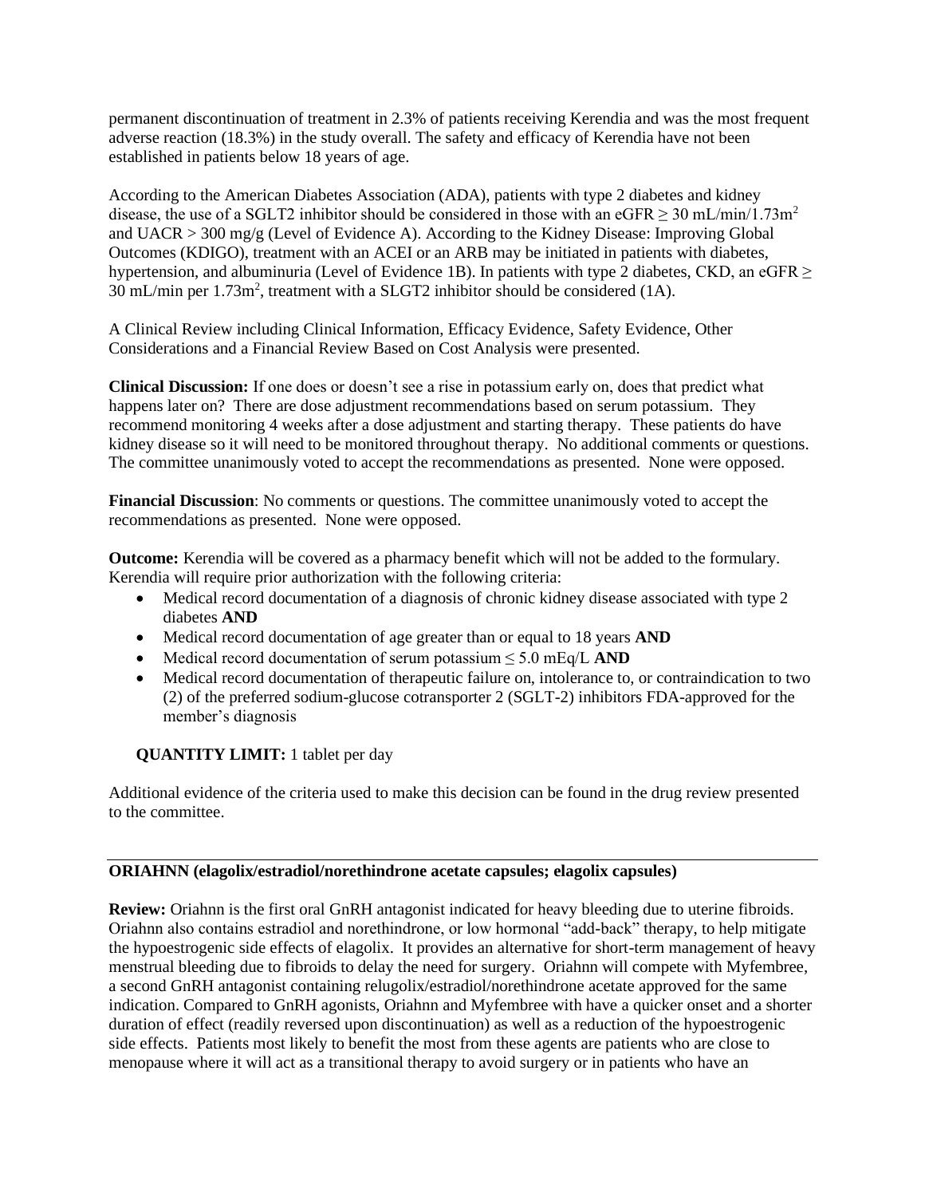permanent discontinuation of treatment in 2.3% of patients receiving Kerendia and was the most frequent adverse reaction (18.3%) in the study overall. The safety and efficacy of Kerendia have not been established in patients below 18 years of age.

According to the American Diabetes Association (ADA), patients with type 2 diabetes and kidney disease, the use of a SGLT2 inhibitor should be considered in those with an eGFR ≥ 30 mL/min/1.73m$^2$ and UACR > 300 mg/g (Level of Evidence A). According to the Kidney Disease: Improving Global Outcomes (KDIGO), treatment with an ACEI or an ARB may be initiated in patients with diabetes, hypertension, and albuminuria (Level of Evidence 1B). In patients with type 2 diabetes, CKD, an eGFR ≥ 30 mL/min per 1.73m$^2$, treatment with a SLGT2 inhibitor should be considered (1A).

A Clinical Review including Clinical Information, Efficacy Evidence, Safety Evidence, Other Considerations and a Financial Review Based on Cost Analysis were presented.

**Clinical Discussion:** If one does or doesn't see a rise in potassium early on, does that predict what happens later on? There are dose adjustment recommendations based on serum potassium. They recommend monitoring 4 weeks after a dose adjustment and starting therapy. These patients do have kidney disease so it will need to be monitored throughout therapy. No additional comments or questions. The committee unanimously voted to accept the recommendations as presented. None were opposed.

**Financial Discussion**: No comments or questions. The committee unanimously voted to accept the recommendations as presented. None were opposed.

**Outcome:** Kerendia will be covered as a pharmacy benefit which will not be added to the formulary. Kerendia will require prior authorization with the following criteria:

- Medical record documentation of a diagnosis of chronic kidney disease associated with type 2 diabetes **AND**
- Medical record documentation of age greater than or equal to 18 years **AND**
- Medical record documentation of serum potassium ≤ 5.0 mEq/L **AND**
- Medical record documentation of therapeutic failure on, intolerance to, or contraindication to two (2) of the preferred sodium-glucose cotransporter 2 (SGLT-2) inhibitors FDA-approved for the member's diagnosis

**QUANTITY LIMIT:** 1 tablet per day

Additional evidence of the criteria used to make this decision can be found in the drug review presented to the committee.

---

**ORIAHNN (elagolix/estradiol/norethindrone acetate capsules; elagolix capsules)**

**Review:** Oriahnn is the first oral GnRH antagonist indicated for heavy bleeding due to uterine fibroids. Oriahnn also contains estradiol and norethindrone, or low hormonal "add-back" therapy, to help mitigate the hypoestrogenic side effects of elagolix. It provides an alternative for short-term management of heavy menstrual bleeding due to fibroids to delay the need for surgery. Oriahnn will compete with Myfembree, a second GnRH antagonist containing relugolix/estradiol/norethindrone acetate approved for the same indication. Compared to GnRH agonists, Oriahnn and Myfembree with have a quicker onset and a shorter duration of effect (readily reversed upon discontinuation) as well as a reduction of the hypoestrogenic side effects. Patients most likely to benefit the most from these agents are patients who are close to menopause where it will act as a transitional therapy to avoid surgery or in patients who have an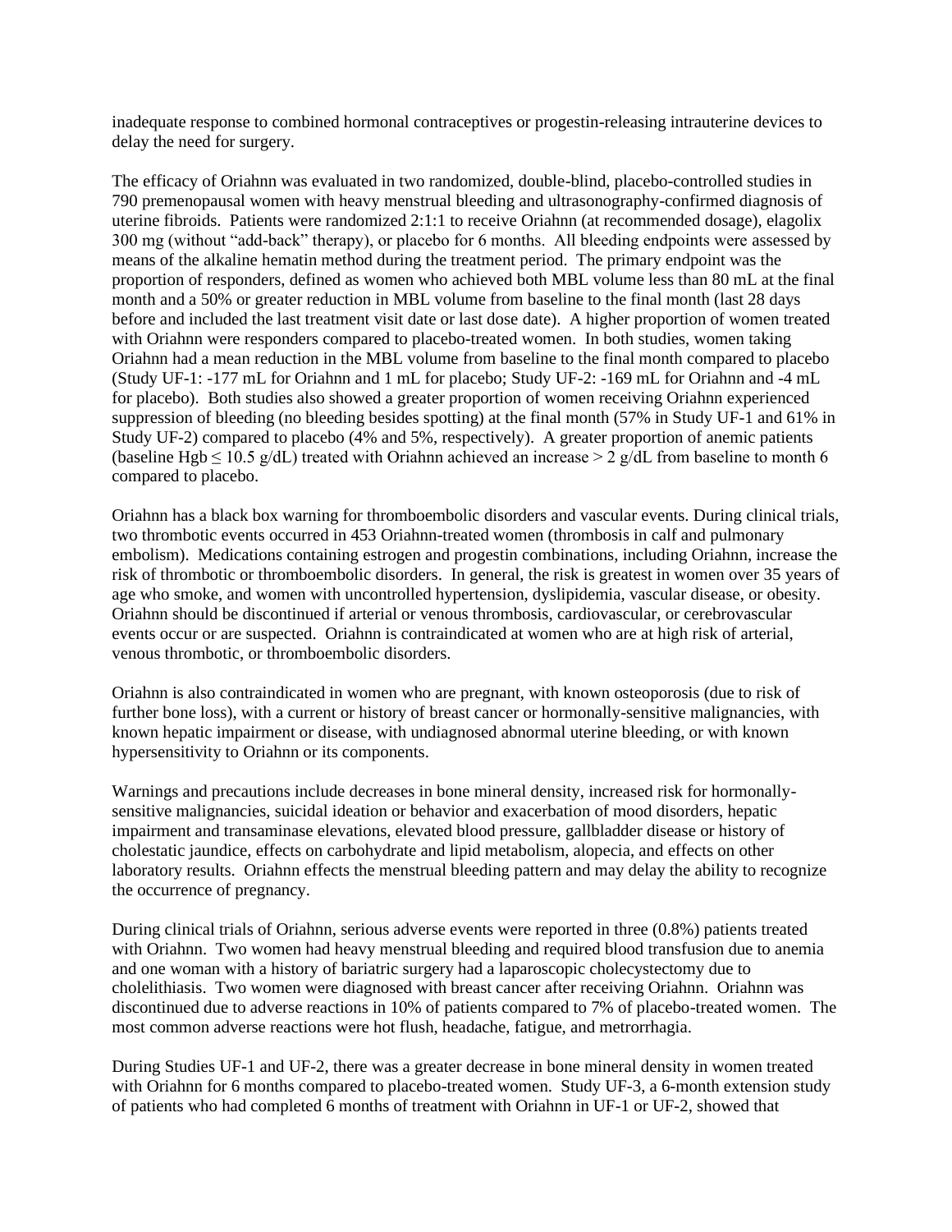inadequate response to combined hormonal contraceptives or progestin-releasing intrauterine devices to delay the need for surgery.

The efficacy of Oriahnn was evaluated in two randomized, double-blind, placebo-controlled studies in 790 premenopausal women with heavy menstrual bleeding and ultrasonography-confirmed diagnosis of uterine fibroids. Patients were randomized 2:1:1 to receive Oriahnn (at recommended dosage), elagolix 300 mg (without "add-back" therapy), or placebo for 6 months. All bleeding endpoints were assessed by means of the alkaline hematin method during the treatment period. The primary endpoint was the proportion of responders, defined as women who achieved both MBL volume less than 80 mL at the final month and a 50% or greater reduction in MBL volume from baseline to the final month (last 28 days before and included the last treatment visit date or last dose date). A higher proportion of women treated with Oriahnn were responders compared to placebo-treated women. In both studies, women taking Oriahnn had a mean reduction in the MBL volume from baseline to the final month compared to placebo (Study UF-1: -177 mL for Oriahnn and 1 mL for placebo; Study UF-2: -169 mL for Oriahnn and -4 mL for placebo). Both studies also showed a greater proportion of women receiving Oriahnn experienced suppression of bleeding (no bleeding besides spotting) at the final month (57% in Study UF-1 and 61% in Study UF-2) compared to placebo (4% and 5%, respectively). A greater proportion of anemic patients (baseline Hgb $\leq$ 10.5 g/dL) treated with Oriahnn achieved an increase > 2 g/dL from baseline to month 6 compared to placebo.

Oriahnn has a black box warning for thromboembolic disorders and vascular events. During clinical trials, two thrombotic events occurred in 453 Oriahnn-treated women (thrombosis in calf and pulmonary embolism). Medications containing estrogen and progestin combinations, including Oriahnn, increase the risk of thrombotic or thromboembolic disorders. In general, the risk is greatest in women over 35 years of age who smoke, and women with uncontrolled hypertension, dyslipidemia, vascular disease, or obesity. Oriahnn should be discontinued if arterial or venous thrombosis, cardiovascular, or cerebrovascular events occur or are suspected. Oriahnn is contraindicated at women who are at high risk of arterial, venous thrombotic, or thromboembolic disorders.

Oriahnn is also contraindicated in women who are pregnant, with known osteoporosis (due to risk of further bone loss), with a current or history of breast cancer or hormonally-sensitive malignancies, with known hepatic impairment or disease, with undiagnosed abnormal uterine bleeding, or with known hypersensitivity to Oriahnn or its components.

Warnings and precautions include decreases in bone mineral density, increased risk for hormonally-sensitive malignancies, suicidal ideation or behavior and exacerbation of mood disorders, hepatic impairment and transaminase elevations, elevated blood pressure, gallbladder disease or history of cholestatic jaundice, effects on carbohydrate and lipid metabolism, alopecia, and effects on other laboratory results. Oriahnn effects the menstrual bleeding pattern and may delay the ability to recognize the occurrence of pregnancy.

During clinical trials of Oriahnn, serious adverse events were reported in three (0.8%) patients treated with Oriahnn. Two women had heavy menstrual bleeding and required blood transfusion due to anemia and one woman with a history of bariatric surgery had a laparoscopic cholecystectomy due to cholelithiasis. Two women were diagnosed with breast cancer after receiving Oriahnn. Oriahnn was discontinued due to adverse reactions in 10% of patients compared to 7% of placebo-treated women. The most common adverse reactions were hot flush, headache, fatigue, and metrorrhagia.

During Studies UF-1 and UF-2, there was a greater decrease in bone mineral density in women treated with Oriahnn for 6 months compared to placebo-treated women. Study UF-3, a 6-month extension study of patients who had completed 6 months of treatment with Oriahnn in UF-1 or UF-2, showed that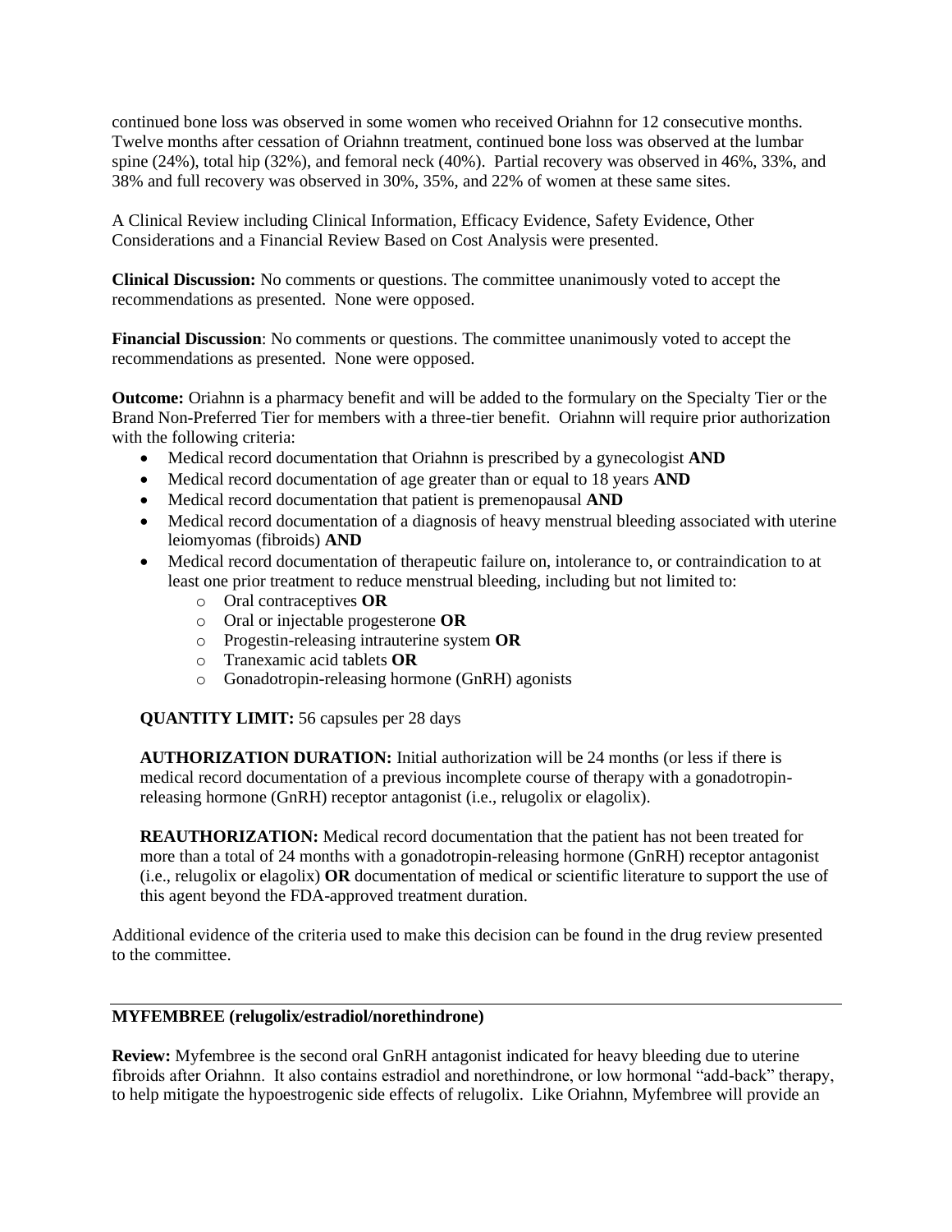continued bone loss was observed in some women who received Oriahnn for 12 consecutive months. Twelve months after cessation of Oriahnn treatment, continued bone loss was observed at the lumbar spine (24%), total hip (32%), and femoral neck (40%). Partial recovery was observed in 46%, 33%, and 38% and full recovery was observed in 30%, 35%, and 22% of women at these same sites.

A Clinical Review including Clinical Information, Efficacy Evidence, Safety Evidence, Other Considerations and a Financial Review Based on Cost Analysis were presented.

**Clinical Discussion:** No comments or questions. The committee unanimously voted to accept the recommendations as presented. None were opposed.

**Financial Discussion**: No comments or questions. The committee unanimously voted to accept the recommendations as presented. None were opposed.

**Outcome:** Oriahnn is a pharmacy benefit and will be added to the formulary on the Specialty Tier or the Brand Non-Preferred Tier for members with a three-tier benefit. Oriahnn will require prior authorization with the following criteria:

- Medical record documentation that Oriahnn is prescribed by a gynecologist **AND**
- Medical record documentation of age greater than or equal to 18 years **AND**
- Medical record documentation that patient is premenopausal **AND**
- Medical record documentation of a diagnosis of heavy menstrual bleeding associated with uterine leiomyomas (fibroids) **AND**
- Medical record documentation of therapeutic failure on, intolerance to, or contraindication to at least one prior treatment to reduce menstrual bleeding, including but not limited to:
  - Oral contraceptives **OR**
  - Oral or injectable progesterone **OR**
  - Progestin-releasing intrauterine system **OR**
  - Tranexamic acid tablets **OR**
  - Gonadotropin-releasing hormone (GnRH) agonists

**QUANTITY LIMIT:** 56 capsules per 28 days

**AUTHORIZATION DURATION:** Initial authorization will be 24 months (or less if there is medical record documentation of a previous incomplete course of therapy with a gonadotropin-releasing hormone (GnRH) receptor antagonist (i.e., relugolix or elagolix).

**REAUTHORIZATION:** Medical record documentation that the patient has not been treated for more than a total of 24 months with a gonadotropin-releasing hormone (GnRH) receptor antagonist (i.e., relugolix or elagolix) **OR** documentation of medical or scientific literature to support the use of this agent beyond the FDA-approved treatment duration.

Additional evidence of the criteria used to make this decision can be found in the drug review presented to the committee.

---

**MYFEMBREE (relugolix/estradiol/norethindrone)**

**Review:** Myfembree is the second oral GnRH antagonist indicated for heavy bleeding due to uterine fibroids after Oriahnn. It also contains estradiol and norethindrone, or low hormonal "add-back" therapy, to help mitigate the hypoestrogenic side effects of relugolix. Like Oriahnn, Myfembree will provide an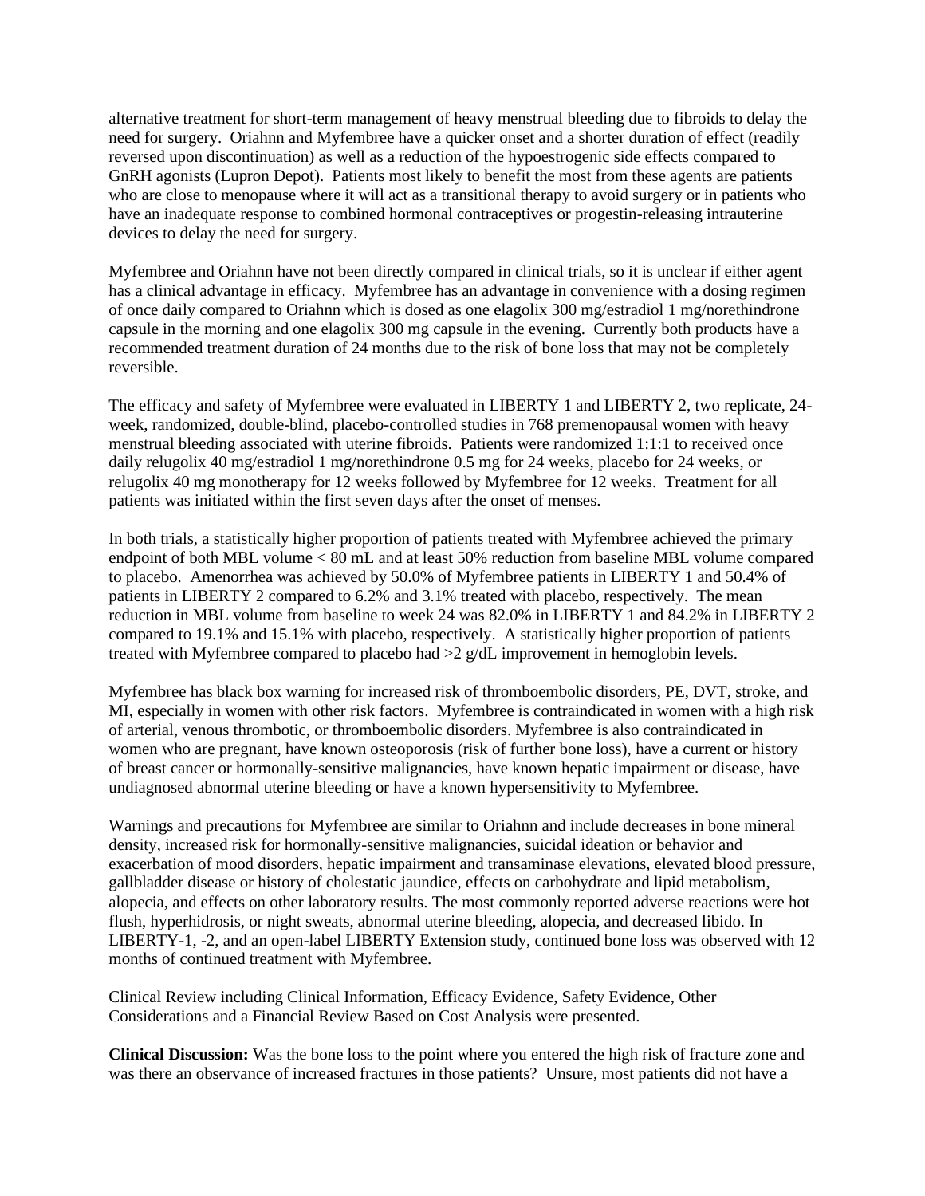alternative treatment for short-term management of heavy menstrual bleeding due to fibroids to delay the need for surgery. Oriahnn and Myfembree have a quicker onset and a shorter duration of effect (readily reversed upon discontinuation) as well as a reduction of the hypoestrogenic side effects compared to GnRH agonists (Lupron Depot). Patients most likely to benefit the most from these agents are patients who are close to menopause where it will act as a transitional therapy to avoid surgery or in patients who have an inadequate response to combined hormonal contraceptives or progestin-releasing intrauterine devices to delay the need for surgery.

Myfembree and Oriahnn have not been directly compared in clinical trials, so it is unclear if either agent has a clinical advantage in efficacy. Myfembree has an advantage in convenience with a dosing regimen of once daily compared to Oriahnn which is dosed as one elagolix 300 mg/estradiol 1 mg/norethindrone capsule in the morning and one elagolix 300 mg capsule in the evening. Currently both products have a recommended treatment duration of 24 months due to the risk of bone loss that may not be completely reversible.

The efficacy and safety of Myfembree were evaluated in LIBERTY 1 and LIBERTY 2, two replicate, 24-week, randomized, double-blind, placebo-controlled studies in 768 premenopausal women with heavy menstrual bleeding associated with uterine fibroids. Patients were randomized 1:1:1 to received once daily relugolix 40 mg/estradiol 1 mg/norethindrone 0.5 mg for 24 weeks, placebo for 24 weeks, or relugolix 40 mg monotherapy for 12 weeks followed by Myfembree for 12 weeks. Treatment for all patients was initiated within the first seven days after the onset of menses.

In both trials, a statistically higher proportion of patients treated with Myfembree achieved the primary endpoint of both MBL volume < 80 mL and at least 50% reduction from baseline MBL volume compared to placebo. Amenorrhea was achieved by 50.0% of Myfembree patients in LIBERTY 1 and 50.4% of patients in LIBERTY 2 compared to 6.2% and 3.1% treated with placebo, respectively. The mean reduction in MBL volume from baseline to week 24 was 82.0% in LIBERTY 1 and 84.2% in LIBERTY 2 compared to 19.1% and 15.1% with placebo, respectively. A statistically higher proportion of patients treated with Myfembree compared to placebo had >2 g/dL improvement in hemoglobin levels.

Myfembree has black box warning for increased risk of thromboembolic disorders, PE, DVT, stroke, and MI, especially in women with other risk factors. Myfembree is contraindicated in women with a high risk of arterial, venous thrombotic, or thromboembolic disorders. Myfembree is also contraindicated in women who are pregnant, have known osteoporosis (risk of further bone loss), have a current or history of breast cancer or hormonally-sensitive malignancies, have known hepatic impairment or disease, have undiagnosed abnormal uterine bleeding or have a known hypersensitivity to Myfembree.

Warnings and precautions for Myfembree are similar to Oriahnn and include decreases in bone mineral density, increased risk for hormonally-sensitive malignancies, suicidal ideation or behavior and exacerbation of mood disorders, hepatic impairment and transaminase elevations, elevated blood pressure, gallbladder disease or history of cholestatic jaundice, effects on carbohydrate and lipid metabolism, alopecia, and effects on other laboratory results. The most commonly reported adverse reactions were hot flush, hyperhidrosis, or night sweats, abnormal uterine bleeding, alopecia, and decreased libido. In LIBERTY-1, -2, and an open-label LIBERTY Extension study, continued bone loss was observed with 12 months of continued treatment with Myfembree.

Clinical Review including Clinical Information, Efficacy Evidence, Safety Evidence, Other Considerations and a Financial Review Based on Cost Analysis were presented.

**Clinical Discussion:** Was the bone loss to the point where you entered the high risk of fracture zone and was there an observance of increased fractures in those patients? Unsure, most patients did not have a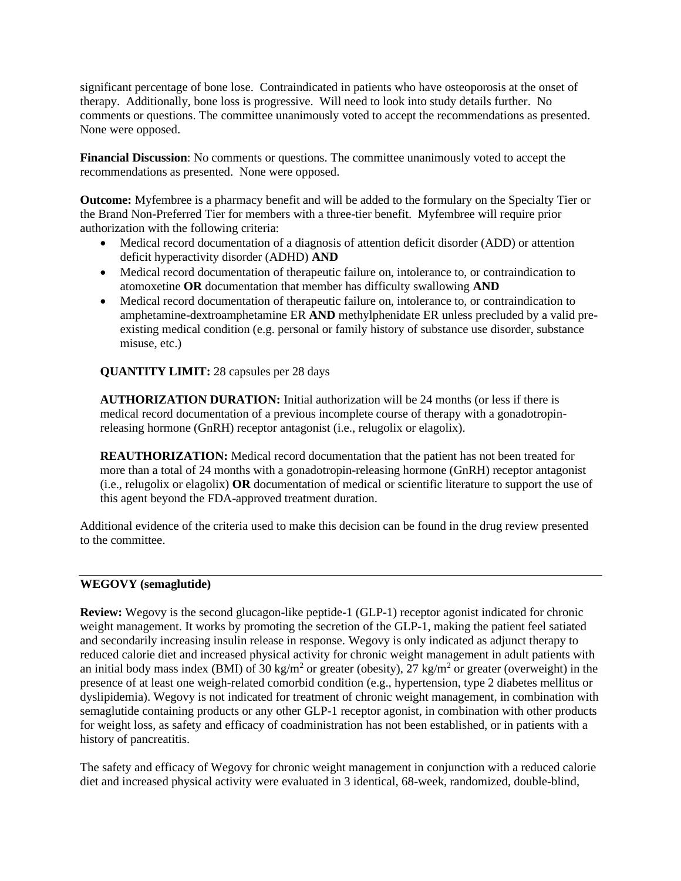significant percentage of bone lose. Contraindicated in patients who have osteoporosis at the onset of therapy. Additionally, bone loss is progressive. Will need to look into study details further. No comments or questions. The committee unanimously voted to accept the recommendations as presented. None were opposed.

**Financial Discussion**: No comments or questions. The committee unanimously voted to accept the recommendations as presented. None were opposed.

**Outcome:** Myfembree is a pharmacy benefit and will be added to the formulary on the Specialty Tier or the Brand Non-Preferred Tier for members with a three-tier benefit. Myfembree will require prior authorization with the following criteria:

- Medical record documentation of a diagnosis of attention deficit disorder (ADD) or attention deficit hyperactivity disorder (ADHD) **AND**
- Medical record documentation of therapeutic failure on, intolerance to, or contraindication to atomoxetine **OR** documentation that member has difficulty swallowing **AND**
- Medical record documentation of therapeutic failure on, intolerance to, or contraindication to amphetamine-dextroamphetamine ER **AND** methylphenidate ER unless precluded by a valid pre-existing medical condition (e.g. personal or family history of substance use disorder, substance misuse, etc.)

**QUANTITY LIMIT:** 28 capsules per 28 days

**AUTHORIZATION DURATION:** Initial authorization will be 24 months (or less if there is medical record documentation of a previous incomplete course of therapy with a gonadotropin-releasing hormone (GnRH) receptor antagonist (i.e., relugolix or elagolix).

**REAUTHORIZATION:** Medical record documentation that the patient has not been treated for more than a total of 24 months with a gonadotropin-releasing hormone (GnRH) receptor antagonist (i.e., relugolix or elagolix) **OR** documentation of medical or scientific literature to support the use of this agent beyond the FDA-approved treatment duration.

Additional evidence of the criteria used to make this decision can be found in the drug review presented to the committee.

---

**WEGOVY (semaglutide)**

**Review:** Wegovy is the second glucagon-like peptide-1 (GLP-1) receptor agonist indicated for chronic weight management. It works by promoting the secretion of the GLP-1, making the patient feel satiated and secondarily increasing insulin release in response. Wegovy is only indicated as adjunct therapy to reduced calorie diet and increased physical activity for chronic weight management in adult patients with an initial body mass index (BMI) of 30 kg/m$^2$ or greater (obesity), 27 kg/m$^2$ or greater (overweight) in the presence of at least one weigh-related comorbid condition (e.g., hypertension, type 2 diabetes mellitus or dyslipidemia). Wegovy is not indicated for treatment of chronic weight management, in combination with semaglutide containing products or any other GLP-1 receptor agonist, in combination with other products for weight loss, as safety and efficacy of coadministration has not been established, or in patients with a history of pancreatitis.

The safety and efficacy of Wegovy for chronic weight management in conjunction with a reduced calorie diet and increased physical activity were evaluated in 3 identical, 68-week, randomized, double-blind,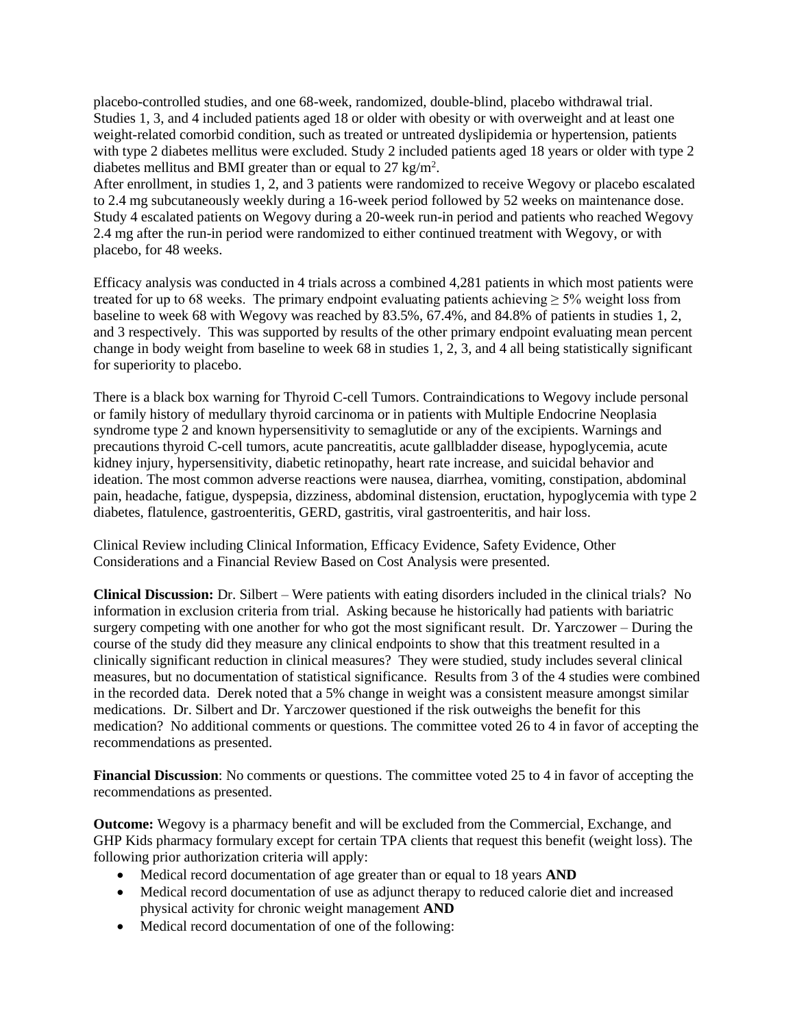placebo-controlled studies, and one 68-week, randomized, double-blind, placebo withdrawal trial. Studies 1, 3, and 4 included patients aged 18 or older with obesity or with overweight and at least one weight-related comorbid condition, such as treated or untreated dyslipidemia or hypertension, patients with type 2 diabetes mellitus were excluded. Study 2 included patients aged 18 years or older with type 2 diabetes mellitus and BMI greater than or equal to 27 kg/m$^2$.
After enrollment, in studies 1, 2, and 3 patients were randomized to receive Wegovy or placebo escalated to 2.4 mg subcutaneously weekly during a 16-week period followed by 52 weeks on maintenance dose. Study 4 escalated patients on Wegovy during a 20-week run-in period and patients who reached Wegovy 2.4 mg after the run-in period were randomized to either continued treatment with Wegovy, or with placebo, for 48 weeks.

Efficacy analysis was conducted in 4 trials across a combined 4,281 patients in which most patients were treated for up to 68 weeks. The primary endpoint evaluating patients achieving ≥ 5% weight loss from baseline to week 68 with Wegovy was reached by 83.5%, 67.4%, and 84.8% of patients in studies 1, 2, and 3 respectively. This was supported by results of the other primary endpoint evaluating mean percent change in body weight from baseline to week 68 in studies 1, 2, 3, and 4 all being statistically significant for superiority to placebo.

There is a black box warning for Thyroid C-cell Tumors. Contraindications to Wegovy include personal or family history of medullary thyroid carcinoma or in patients with Multiple Endocrine Neoplasia syndrome type 2 and known hypersensitivity to semaglutide or any of the excipients. Warnings and precautions thyroid C-cell tumors, acute pancreatitis, acute gallbladder disease, hypoglycemia, acute kidney injury, hypersensitivity, diabetic retinopathy, heart rate increase, and suicidal behavior and ideation. The most common adverse reactions were nausea, diarrhea, vomiting, constipation, abdominal pain, headache, fatigue, dyspepsia, dizziness, abdominal distension, eructation, hypoglycemia with type 2 diabetes, flatulence, gastroenteritis, GERD, gastritis, viral gastroenteritis, and hair loss.

Clinical Review including Clinical Information, Efficacy Evidence, Safety Evidence, Other Considerations and a Financial Review Based on Cost Analysis were presented.

**Clinical Discussion:** Dr. Silbert – Were patients with eating disorders included in the clinical trials? No information in exclusion criteria from trial. Asking because he historically had patients with bariatric surgery competing with one another for who got the most significant result. Dr. Yarczower – During the course of the study did they measure any clinical endpoints to show that this treatment resulted in a clinically significant reduction in clinical measures? They were studied, study includes several clinical measures, but no documentation of statistical significance. Results from 3 of the 4 studies were combined in the recorded data. Derek noted that a 5% change in weight was a consistent measure amongst similar medications. Dr. Silbert and Dr. Yarczower questioned if the risk outweighs the benefit for this medication? No additional comments or questions. The committee voted 26 to 4 in favor of accepting the recommendations as presented.

**Financial Discussion**: No comments or questions. The committee voted 25 to 4 in favor of accepting the recommendations as presented.

**Outcome:** Wegovy is a pharmacy benefit and will be excluded from the Commercial, Exchange, and GHP Kids pharmacy formulary except for certain TPA clients that request this benefit (weight loss). The following prior authorization criteria will apply:

- Medical record documentation of age greater than or equal to 18 years **AND**
- Medical record documentation of use as adjunct therapy to reduced calorie diet and increased physical activity for chronic weight management **AND**
- Medical record documentation of one of the following: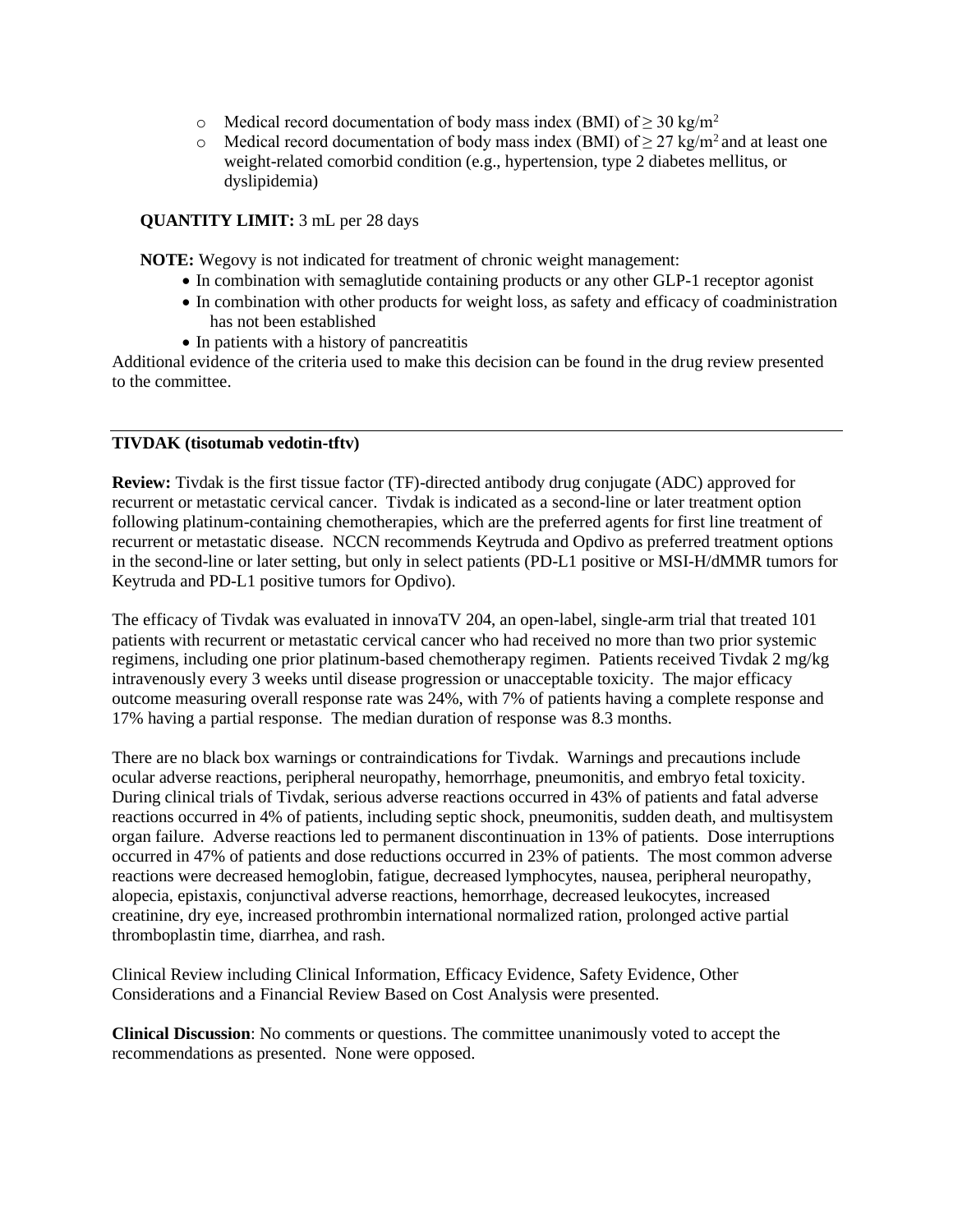- Medical record documentation of body mass index (BMI) of ≥ 30 kg/$m^2$
- Medical record documentation of body mass index (BMI) of ≥ 27 kg/$m^2$ and at least one weight-related comorbid condition (e.g., hypertension, type 2 diabetes mellitus, or dyslipidemia)

**QUANTITY LIMIT:** 3 mL per 28 days

**NOTE:** Wegovy is not indicated for treatment of chronic weight management:

- In combination with semaglutide containing products or any other GLP-1 receptor agonist
- In combination with other products for weight loss, as safety and efficacy of coadministration has not been established
- In patients with a history of pancreatitis

Additional evidence of the criteria used to make this decision can be found in the drug review presented to the committee.

---

**TIVDAK (tisotumab vedotin-tftv)**

**Review:** Tivdak is the first tissue factor (TF)-directed antibody drug conjugate (ADC) approved for recurrent or metastatic cervical cancer. Tivdak is indicated as a second-line or later treatment option following platinum-containing chemotherapies, which are the preferred agents for first line treatment of recurrent or metastatic disease. NCCN recommends Keytruda and Opdivo as preferred treatment options in the second-line or later setting, but only in select patients (PD-L1 positive or MSI-H/dMMR tumors for Keytruda and PD-L1 positive tumors for Opdivo).

The efficacy of Tivdak was evaluated in innovaTV 204, an open-label, single-arm trial that treated 101 patients with recurrent or metastatic cervical cancer who had received no more than two prior systemic regimens, including one prior platinum-based chemotherapy regimen. Patients received Tivdak 2 mg/kg intravenously every 3 weeks until disease progression or unacceptable toxicity. The major efficacy outcome measuring overall response rate was 24%, with 7% of patients having a complete response and 17% having a partial response. The median duration of response was 8.3 months.

There are no black box warnings or contraindications for Tivdak. Warnings and precautions include ocular adverse reactions, peripheral neuropathy, hemorrhage, pneumonitis, and embryo fetal toxicity. During clinical trials of Tivdak, serious adverse reactions occurred in 43% of patients and fatal adverse reactions occurred in 4% of patients, including septic shock, pneumonitis, sudden death, and multisystem organ failure. Adverse reactions led to permanent discontinuation in 13% of patients. Dose interruptions occurred in 47% of patients and dose reductions occurred in 23% of patients. The most common adverse reactions were decreased hemoglobin, fatigue, decreased lymphocytes, nausea, peripheral neuropathy, alopecia, epistaxis, conjunctival adverse reactions, hemorrhage, decreased leukocytes, increased creatinine, dry eye, increased prothrombin international normalized ration, prolonged active partial thromboplastin time, diarrhea, and rash.

Clinical Review including Clinical Information, Efficacy Evidence, Safety Evidence, Other Considerations and a Financial Review Based on Cost Analysis were presented.

**Clinical Discussion**: No comments or questions. The committee unanimously voted to accept the recommendations as presented. None were opposed.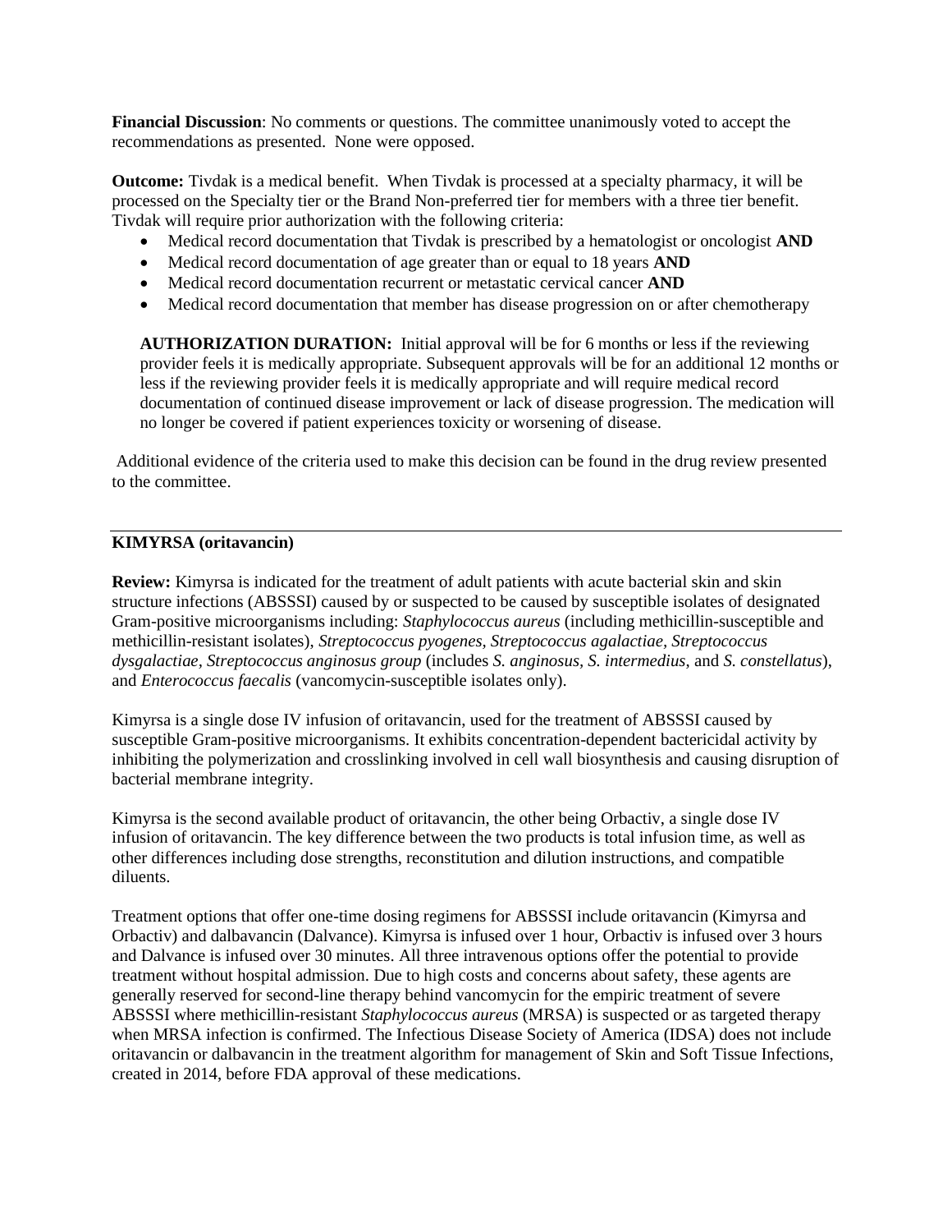**Financial Discussion**: No comments or questions. The committee unanimously voted to accept the recommendations as presented. None were opposed.

**Outcome:** Tivdak is a medical benefit. When Tivdak is processed at a specialty pharmacy, it will be processed on the Specialty tier or the Brand Non-preferred tier for members with a three tier benefit. Tivdak will require prior authorization with the following criteria:

- Medical record documentation that Tivdak is prescribed by a hematologist or oncologist **AND**
- Medical record documentation of age greater than or equal to 18 years **AND**
- Medical record documentation recurrent or metastatic cervical cancer **AND**
- Medical record documentation that member has disease progression on or after chemotherapy

**AUTHORIZATION DURATION:** Initial approval will be for 6 months or less if the reviewing provider feels it is medically appropriate. Subsequent approvals will be for an additional 12 months or less if the reviewing provider feels it is medically appropriate and will require medical record documentation of continued disease improvement or lack of disease progression. The medication will no longer be covered if patient experiences toxicity or worsening of disease.

Additional evidence of the criteria used to make this decision can be found in the drug review presented to the committee.

---

**KIMYRSA (oritavancin)**

**Review:** Kimyrsa is indicated for the treatment of adult patients with acute bacterial skin and skin structure infections (ABSSSI) caused by or suspected to be caused by susceptible isolates of designated Gram-positive microorganisms including: *Staphylococcus aureus* (including methicillin-susceptible and methicillin-resistant isolates), *Streptococcus pyogenes, Streptococcus agalactiae, Streptococcus dysgalactiae, Streptococcus anginosus group* (includes *S. anginosus, S. intermedius*, and *S. constellatus*), and *Enterococcus faecalis* (vancomycin-susceptible isolates only).

Kimyrsa is a single dose IV infusion of oritavancin, used for the treatment of ABSSSI caused by susceptible Gram-positive microorganisms. It exhibits concentration-dependent bactericidal activity by inhibiting the polymerization and crosslinking involved in cell wall biosynthesis and causing disruption of bacterial membrane integrity.

Kimyrsa is the second available product of oritavancin, the other being Orbactiv, a single dose IV infusion of oritavancin. The key difference between the two products is total infusion time, as well as other differences including dose strengths, reconstitution and dilution instructions, and compatible diluents.

Treatment options that offer one-time dosing regimens for ABSSSI include oritavancin (Kimyrsa and Orbactiv) and dalbavancin (Dalvance). Kimyrsa is infused over 1 hour, Orbactiv is infused over 3 hours and Dalvance is infused over 30 minutes. All three intravenous options offer the potential to provide treatment without hospital admission. Due to high costs and concerns about safety, these agents are generally reserved for second-line therapy behind vancomycin for the empiric treatment of severe ABSSSI where methicillin-resistant *Staphylococcus aureus* (MRSA) is suspected or as targeted therapy when MRSA infection is confirmed. The Infectious Disease Society of America (IDSA) does not include oritavancin or dalbavancin in the treatment algorithm for management of Skin and Soft Tissue Infections, created in 2014, before FDA approval of these medications.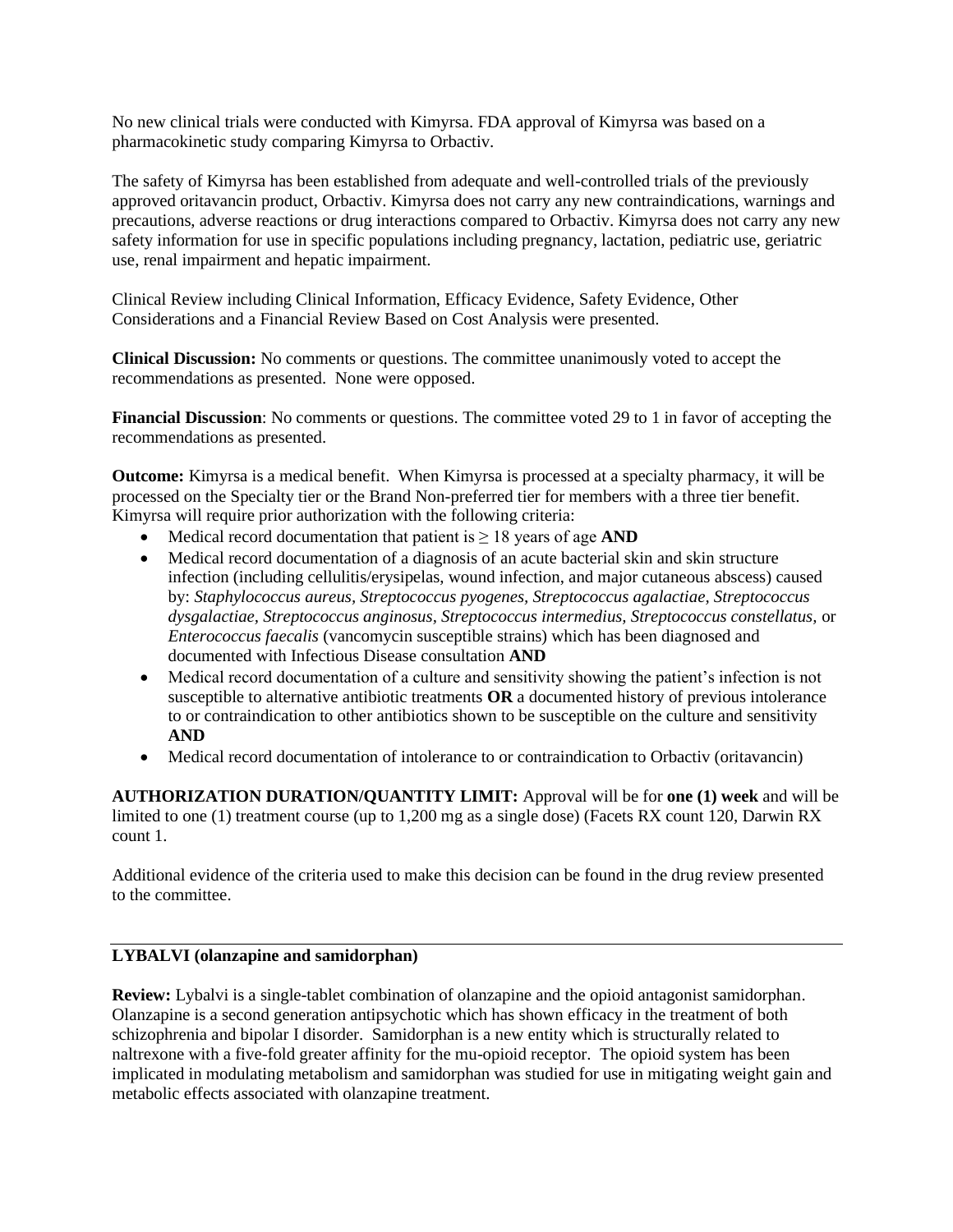No new clinical trials were conducted with Kimyrsa. FDA approval of Kimyrsa was based on a pharmacokinetic study comparing Kimyrsa to Orbactiv.

The safety of Kimyrsa has been established from adequate and well-controlled trials of the previously approved oritavancin product, Orbactiv. Kimyrsa does not carry any new contraindications, warnings and precautions, adverse reactions or drug interactions compared to Orbactiv. Kimyrsa does not carry any new safety information for use in specific populations including pregnancy, lactation, pediatric use, geriatric use, renal impairment and hepatic impairment.

Clinical Review including Clinical Information, Efficacy Evidence, Safety Evidence, Other Considerations and a Financial Review Based on Cost Analysis were presented.

**Clinical Discussion:** No comments or questions. The committee unanimously voted to accept the recommendations as presented. None were opposed.

**Financial Discussion**: No comments or questions. The committee voted 29 to 1 in favor of accepting the recommendations as presented.

**Outcome:** Kimyrsa is a medical benefit. When Kimyrsa is processed at a specialty pharmacy, it will be processed on the Specialty tier or the Brand Non-preferred tier for members with a three tier benefit. Kimyrsa will require prior authorization with the following criteria:

- Medical record documentation that patient is ≥ 18 years of age **AND**
- Medical record documentation of a diagnosis of an acute bacterial skin and skin structure infection (including cellulitis/erysipelas, wound infection, and major cutaneous abscess) caused by: *Staphylococcus aureus, Streptococcus pyogenes, Streptococcus agalactiae, Streptococcus dysgalactiae, Streptococcus anginosus, Streptococcus intermedius, Streptococcus constellatus,* or *Enterococcus faecalis* (vancomycin susceptible strains) which has been diagnosed and documented with Infectious Disease consultation **AND**
- Medical record documentation of a culture and sensitivity showing the patient's infection is not susceptible to alternative antibiotic treatments **OR** a documented history of previous intolerance to or contraindication to other antibiotics shown to be susceptible on the culture and sensitivity **AND**
- Medical record documentation of intolerance to or contraindication to Orbactiv (oritavancin)

**AUTHORIZATION DURATION/QUANTITY LIMIT:** Approval will be for **one (1) week** and will be limited to one (1) treatment course (up to 1,200 mg as a single dose) (Facets RX count 120, Darwin RX count 1.

Additional evidence of the criteria used to make this decision can be found in the drug review presented to the committee.

---

**LYBALVI (olanzapine and samidorphan)**

**Review:** Lybalvi is a single-tablet combination of olanzapine and the opioid antagonist samidorphan. Olanzapine is a second generation antipsychotic which has shown efficacy in the treatment of both schizophrenia and bipolar I disorder. Samidorphan is a new entity which is structurally related to naltrexone with a five-fold greater affinity for the mu-opioid receptor. The opioid system has been implicated in modulating metabolism and samidorphan was studied for use in mitigating weight gain and metabolic effects associated with olanzapine treatment.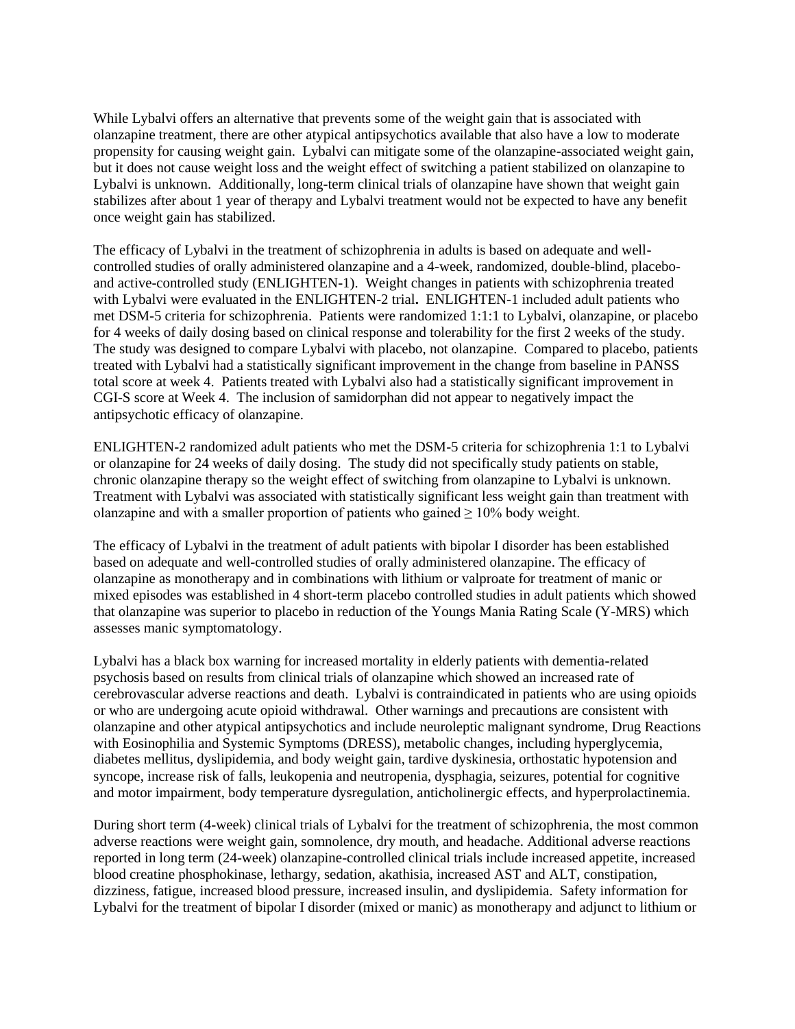While Lybalvi offers an alternative that prevents some of the weight gain that is associated with olanzapine treatment, there are other atypical antipsychotics available that also have a low to moderate propensity for causing weight gain. Lybalvi can mitigate some of the olanzapine-associated weight gain, but it does not cause weight loss and the weight effect of switching a patient stabilized on olanzapine to Lybalvi is unknown. Additionally, long-term clinical trials of olanzapine have shown that weight gain stabilizes after about 1 year of therapy and Lybalvi treatment would not be expected to have any benefit once weight gain has stabilized.

The efficacy of Lybalvi in the treatment of schizophrenia in adults is based on adequate and well-controlled studies of orally administered olanzapine and a 4-week, randomized, double-blind, placebo- and active-controlled study (ENLIGHTEN-1). Weight changes in patients with schizophrenia treated with Lybalvi were evaluated in the ENLIGHTEN-2 trial**.** ENLIGHTEN-1 included adult patients who met DSM-5 criteria for schizophrenia. Patients were randomized 1:1:1 to Lybalvi, olanzapine, or placebo for 4 weeks of daily dosing based on clinical response and tolerability for the first 2 weeks of the study. The study was designed to compare Lybalvi with placebo, not olanzapine. Compared to placebo, patients treated with Lybalvi had a statistically significant improvement in the change from baseline in PANSS total score at week 4. Patients treated with Lybalvi also had a statistically significant improvement in CGI-S score at Week 4. The inclusion of samidorphan did not appear to negatively impact the antipsychotic efficacy of olanzapine.

ENLIGHTEN-2 randomized adult patients who met the DSM-5 criteria for schizophrenia 1:1 to Lybalvi or olanzapine for 24 weeks of daily dosing. The study did not specifically study patients on stable, chronic olanzapine therapy so the weight effect of switching from olanzapine to Lybalvi is unknown. Treatment with Lybalvi was associated with statistically significant less weight gain than treatment with olanzapine and with a smaller proportion of patients who gained $\geq$ 10% body weight.

The efficacy of Lybalvi in the treatment of adult patients with bipolar I disorder has been established based on adequate and well-controlled studies of orally administered olanzapine. The efficacy of olanzapine as monotherapy and in combinations with lithium or valproate for treatment of manic or mixed episodes was established in 4 short-term placebo controlled studies in adult patients which showed that olanzapine was superior to placebo in reduction of the Youngs Mania Rating Scale (Y-MRS) which assesses manic symptomatology.

Lybalvi has a black box warning for increased mortality in elderly patients with dementia-related psychosis based on results from clinical trials of olanzapine which showed an increased rate of cerebrovascular adverse reactions and death. Lybalvi is contraindicated in patients who are using opioids or who are undergoing acute opioid withdrawal. Other warnings and precautions are consistent with olanzapine and other atypical antipsychotics and include neuroleptic malignant syndrome, Drug Reactions with Eosinophilia and Systemic Symptoms (DRESS), metabolic changes, including hyperglycemia, diabetes mellitus, dyslipidemia, and body weight gain, tardive dyskinesia, orthostatic hypotension and syncope, increase risk of falls, leukopenia and neutropenia, dysphagia, seizures, potential for cognitive and motor impairment, body temperature dysregulation, anticholinergic effects, and hyperprolactinemia.

During short term (4-week) clinical trials of Lybalvi for the treatment of schizophrenia, the most common adverse reactions were weight gain, somnolence, dry mouth, and headache. Additional adverse reactions reported in long term (24-week) olanzapine-controlled clinical trials include increased appetite, increased blood creatine phosphokinase, lethargy, sedation, akathisia, increased AST and ALT, constipation, dizziness, fatigue, increased blood pressure, increased insulin, and dyslipidemia. Safety information for Lybalvi for the treatment of bipolar I disorder (mixed or manic) as monotherapy and adjunct to lithium or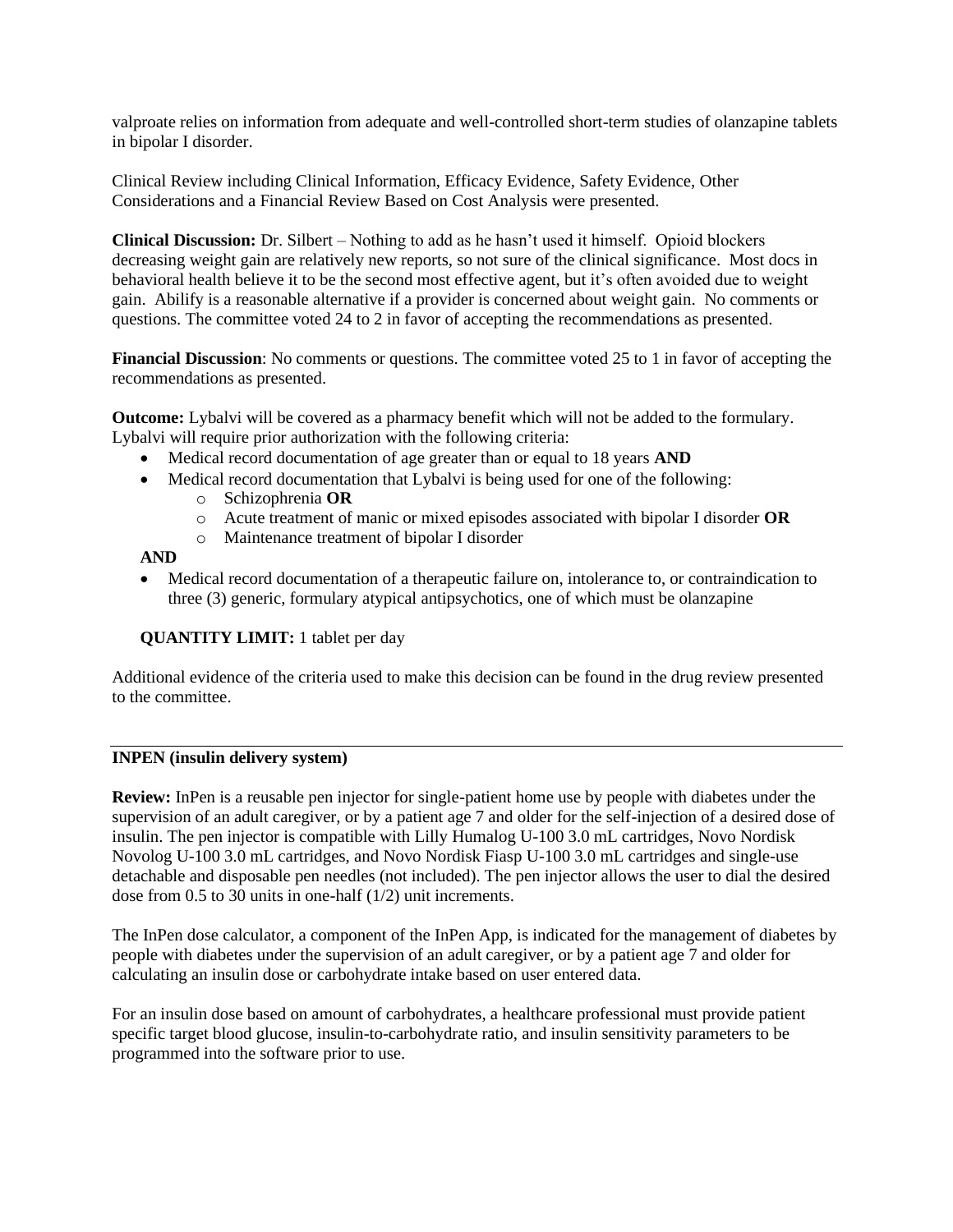valproate relies on information from adequate and well-controlled short-term studies of olanzapine tablets in bipolar I disorder.

Clinical Review including Clinical Information, Efficacy Evidence, Safety Evidence, Other Considerations and a Financial Review Based on Cost Analysis were presented.

**Clinical Discussion:** Dr. Silbert – Nothing to add as he hasn't used it himself. Opioid blockers decreasing weight gain are relatively new reports, so not sure of the clinical significance. Most docs in behavioral health believe it to be the second most effective agent, but it's often avoided due to weight gain. Abilify is a reasonable alternative if a provider is concerned about weight gain. No comments or questions. The committee voted 24 to 2 in favor of accepting the recommendations as presented.

**Financial Discussion**: No comments or questions. The committee voted 25 to 1 in favor of accepting the recommendations as presented.

**Outcome:** Lybalvi will be covered as a pharmacy benefit which will not be added to the formulary. Lybalvi will require prior authorization with the following criteria:

- Medical record documentation of age greater than or equal to 18 years **AND**
- Medical record documentation that Lybalvi is being used for one of the following:
  - Schizophrenia **OR**
  - Acute treatment of manic or mixed episodes associated with bipolar I disorder **OR**
  - Maintenance treatment of bipolar I disorder

**AND**

- Medical record documentation of a therapeutic failure on, intolerance to, or contraindication to three (3) generic, formulary atypical antipsychotics, one of which must be olanzapine

**QUANTITY LIMIT:** 1 tablet per day

Additional evidence of the criteria used to make this decision can be found in the drug review presented to the committee.

---

**INPEN (insulin delivery system)**

**Review:** InPen is a reusable pen injector for single-patient home use by people with diabetes under the supervision of an adult caregiver, or by a patient age 7 and older for the self-injection of a desired dose of insulin. The pen injector is compatible with Lilly Humalog U-100 3.0 mL cartridges, Novo Nordisk Novolog U-100 3.0 mL cartridges, and Novo Nordisk Fiasp U-100 3.0 mL cartridges and single-use detachable and disposable pen needles (not included). The pen injector allows the user to dial the desired dose from 0.5 to 30 units in one-half (1/2) unit increments.

The InPen dose calculator, a component of the InPen App, is indicated for the management of diabetes by people with diabetes under the supervision of an adult caregiver, or by a patient age 7 and older for calculating an insulin dose or carbohydrate intake based on user entered data.

For an insulin dose based on amount of carbohydrates, a healthcare professional must provide patient specific target blood glucose, insulin-to-carbohydrate ratio, and insulin sensitivity parameters to be programmed into the software prior to use.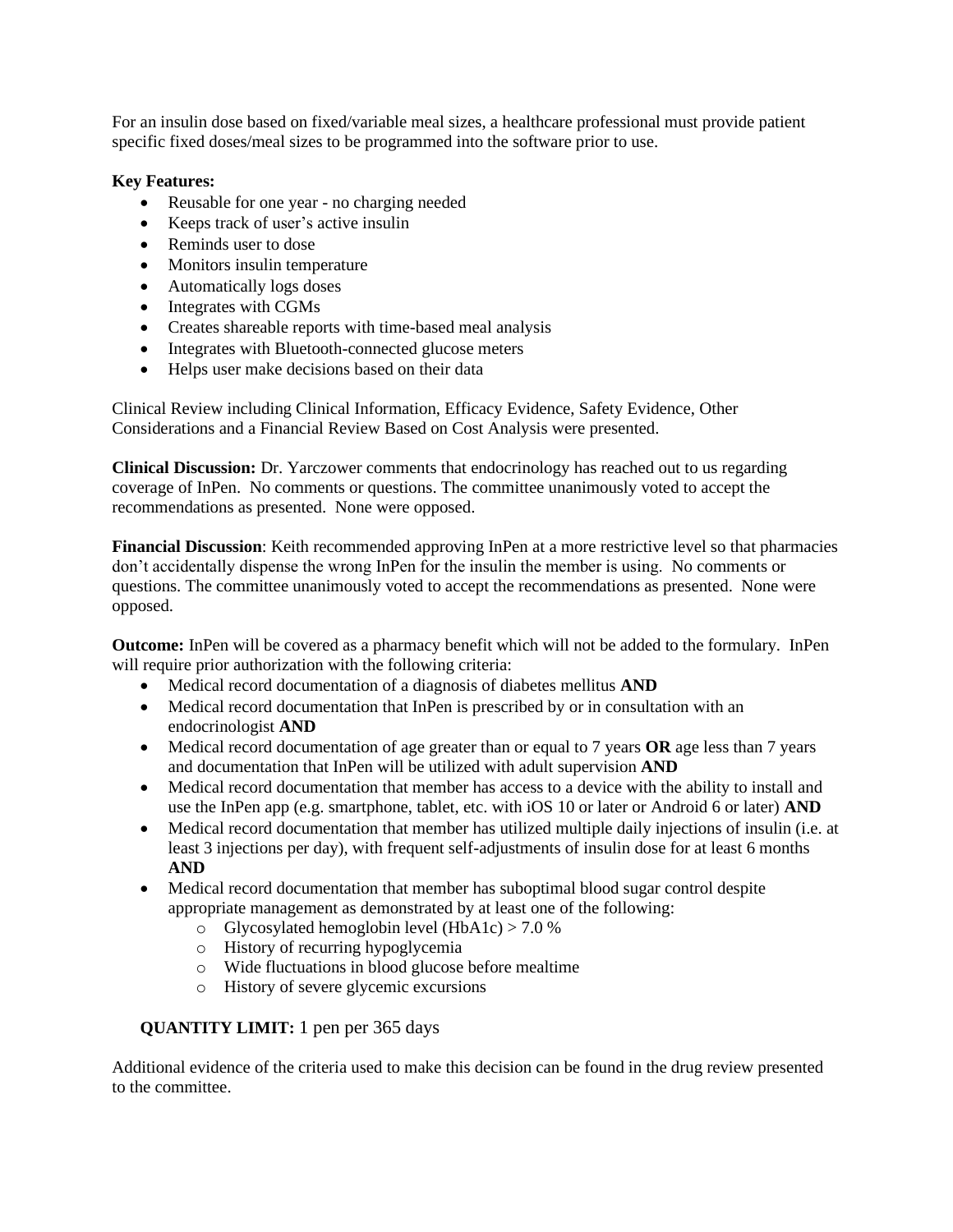For an insulin dose based on fixed/variable meal sizes, a healthcare professional must provide patient specific fixed doses/meal sizes to be programmed into the software prior to use.

**Key Features:**

- Reusable for one year - no charging needed
- Keeps track of user's active insulin
- Reminds user to dose
- Monitors insulin temperature
- Automatically logs doses
- Integrates with CGMs
- Creates shareable reports with time-based meal analysis
- Integrates with Bluetooth-connected glucose meters
- Helps user make decisions based on their data

Clinical Review including Clinical Information, Efficacy Evidence, Safety Evidence, Other Considerations and a Financial Review Based on Cost Analysis were presented.

**Clinical Discussion:** Dr. Yarczower comments that endocrinology has reached out to us regarding coverage of InPen. No comments or questions. The committee unanimously voted to accept the recommendations as presented. None were opposed.

**Financial Discussion**: Keith recommended approving InPen at a more restrictive level so that pharmacies don't accidentally dispense the wrong InPen for the insulin the member is using. No comments or questions. The committee unanimously voted to accept the recommendations as presented. None were opposed.

**Outcome:** InPen will be covered as a pharmacy benefit which will not be added to the formulary. InPen will require prior authorization with the following criteria:

- Medical record documentation of a diagnosis of diabetes mellitus **AND**
- Medical record documentation that InPen is prescribed by or in consultation with an endocrinologist **AND**
- Medical record documentation of age greater than or equal to 7 years **OR** age less than 7 years and documentation that InPen will be utilized with adult supervision **AND**
- Medical record documentation that member has access to a device with the ability to install and use the InPen app (e.g. smartphone, tablet, etc. with iOS 10 or later or Android 6 or later) **AND**
- Medical record documentation that member has utilized multiple daily injections of insulin (i.e. at least 3 injections per day), with frequent self-adjustments of insulin dose for at least 6 months **AND**
- Medical record documentation that member has suboptimal blood sugar control despite appropriate management as demonstrated by at least one of the following:
  - Glycosylated hemoglobin level (HbA1c) > 7.0 %
  - History of recurring hypoglycemia
  - Wide fluctuations in blood glucose before mealtime
  - History of severe glycemic excursions

**QUANTITY LIMIT:** 1 pen per 365 days

Additional evidence of the criteria used to make this decision can be found in the drug review presented to the committee.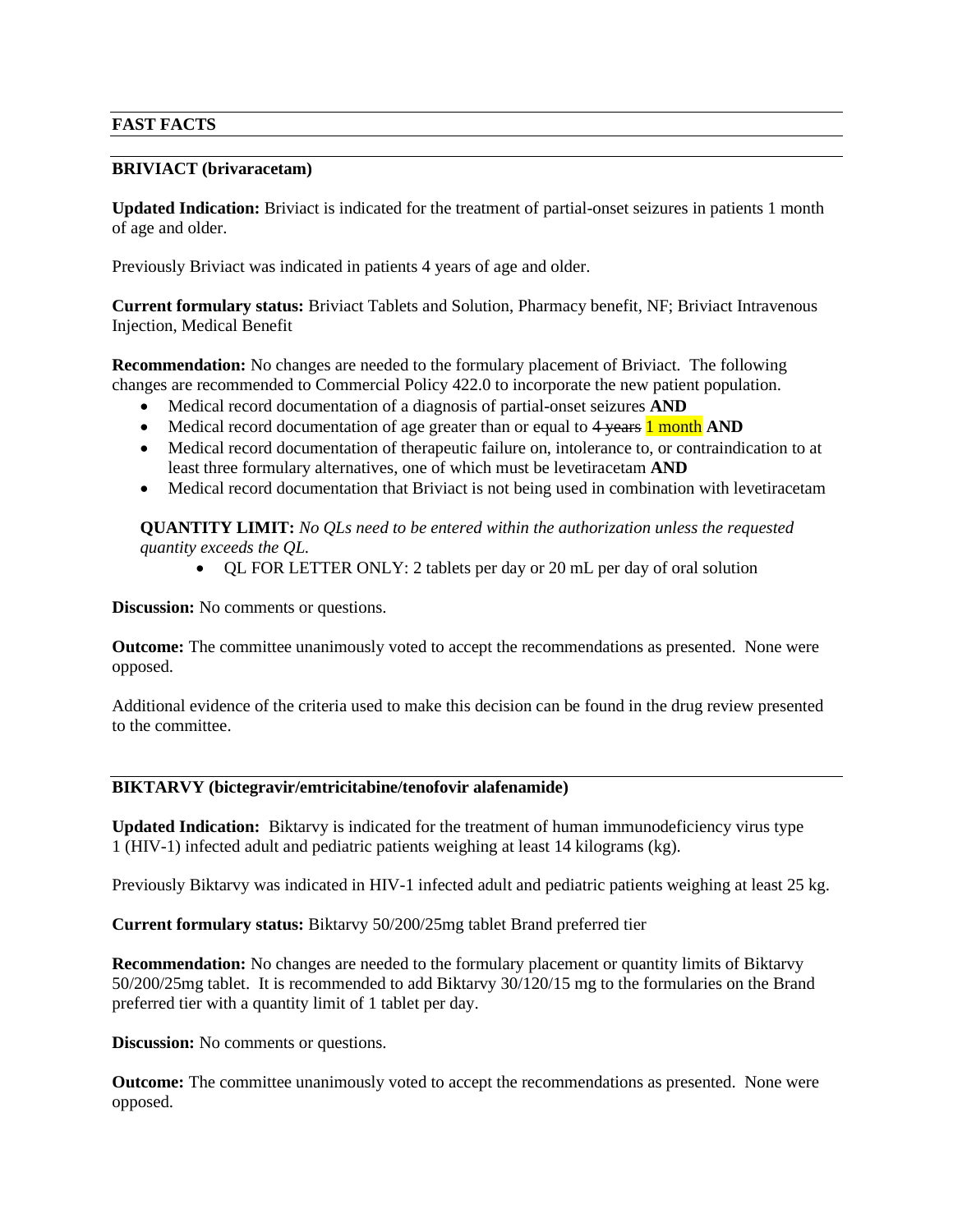## FAST FACTS

### BRIVIACT (brivaracetam)

**Updated Indication:** Briviact is indicated for the treatment of partial-onset seizures in patients 1 month of age and older.

Previously Briviact was indicated in patients 4 years of age and older.

**Current formulary status:** Briviact Tablets and Solution, Pharmacy benefit, NF; Briviact Intravenous Injection, Medical Benefit

**Recommendation:** No changes are needed to the formulary placement of Briviact. The following changes are recommended to Commercial Policy 422.0 to incorporate the new patient population.

- Medical record documentation of a diagnosis of partial-onset seizures **AND**
- Medical record documentation of age greater than or equal to ~~4 years~~ 1 month **AND**
- Medical record documentation of therapeutic failure on, intolerance to, or contraindication to at least three formulary alternatives, one of which must be levetiracetam **AND**
- Medical record documentation that Briviact is not being used in combination with levetiracetam

**QUANTITY LIMIT:** *No QLs need to be entered within the authorization unless the requested quantity exceeds the QL.*

- QL FOR LETTER ONLY: 2 tablets per day or 20 mL per day of oral solution

**Discussion:** No comments or questions.

**Outcome:** The committee unanimously voted to accept the recommendations as presented. None were opposed.

Additional evidence of the criteria used to make this decision can be found in the drug review presented to the committee.

### BIKTARVY (bictegravir/emtricitabine/tenofovir alafenamide)

**Updated Indication:** Biktarvy is indicated for the treatment of human immunodeficiency virus type 1 (HIV-1) infected adult and pediatric patients weighing at least 14 kilograms (kg).

Previously Biktarvy was indicated in HIV-1 infected adult and pediatric patients weighing at least 25 kg.

**Current formulary status:** Biktarvy 50/200/25mg tablet Brand preferred tier

**Recommendation:** No changes are needed to the formulary placement or quantity limits of Biktarvy 50/200/25mg tablet. It is recommended to add Biktarvy 30/120/15 mg to the formularies on the Brand preferred tier with a quantity limit of 1 tablet per day.

**Discussion:** No comments or questions.

**Outcome:** The committee unanimously voted to accept the recommendations as presented. None were opposed.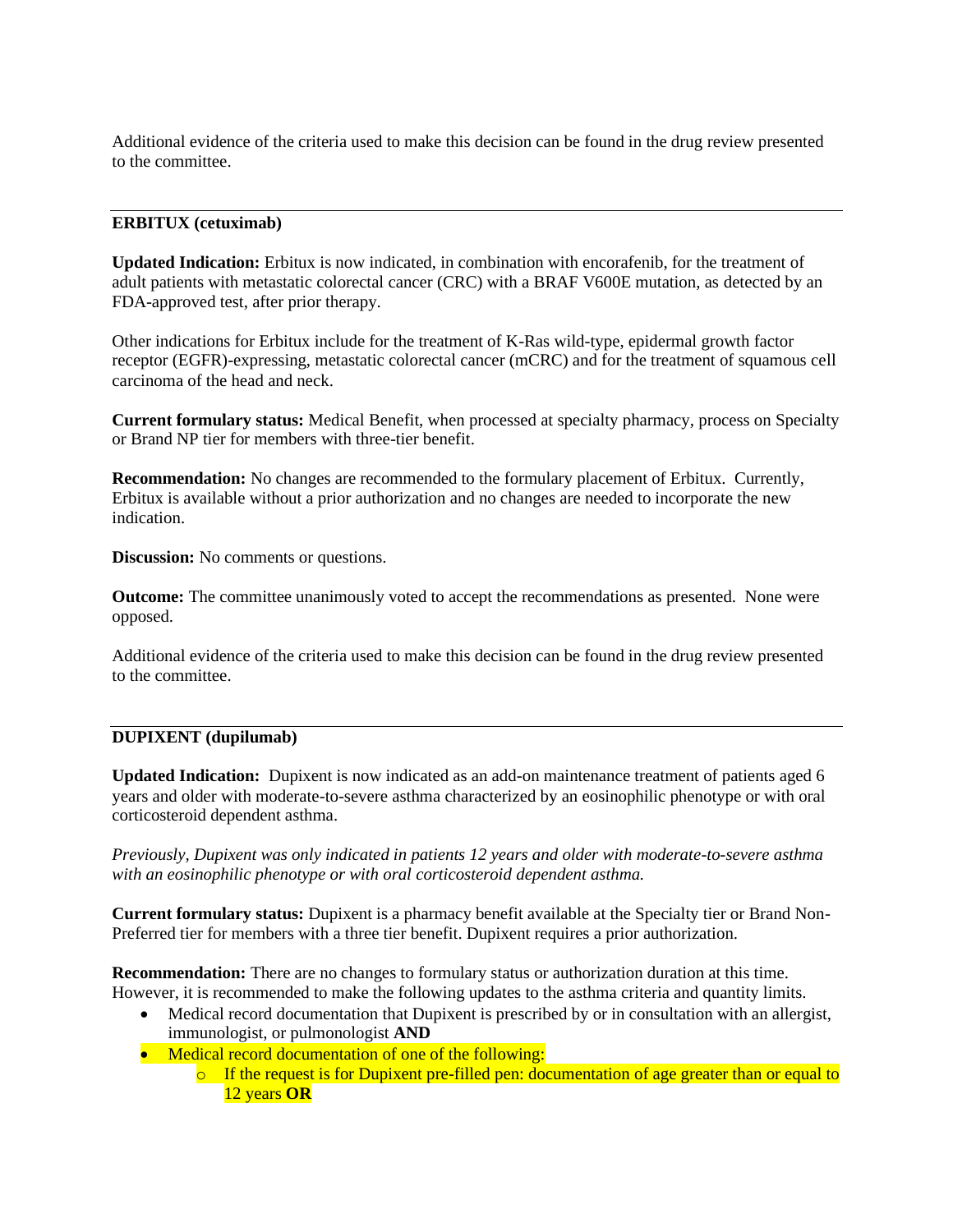Additional evidence of the criteria used to make this decision can be found in the drug review presented to the committee.

---

**ERBITUX (cetuximab)**

**Updated Indication:** Erbitux is now indicated, in combination with encorafenib, for the treatment of adult patients with metastatic colorectal cancer (CRC) with a BRAF V600E mutation, as detected by an FDA-approved test, after prior therapy.

Other indications for Erbitux include for the treatment of K-Ras wild-type, epidermal growth factor receptor (EGFR)-expressing, metastatic colorectal cancer (mCRC) and for the treatment of squamous cell carcinoma of the head and neck.

**Current formulary status:** Medical Benefit, when processed at specialty pharmacy, process on Specialty or Brand NP tier for members with three-tier benefit.

**Recommendation:** No changes are recommended to the formulary placement of Erbitux. Currently, Erbitux is available without a prior authorization and no changes are needed to incorporate the new indication.

**Discussion:** No comments or questions.

**Outcome:** The committee unanimously voted to accept the recommendations as presented. None were opposed.

Additional evidence of the criteria used to make this decision can be found in the drug review presented to the committee.

---

**DUPIXENT (dupilumab)**

**Updated Indication:** Dupixent is now indicated as an add-on maintenance treatment of patients aged 6 years and older with moderate-to-severe asthma characterized by an eosinophilic phenotype or with oral corticosteroid dependent asthma.

*Previously, Dupixent was only indicated in patients 12 years and older with moderate-to-severe asthma with an eosinophilic phenotype or with oral corticosteroid dependent asthma.*

**Current formulary status:** Dupixent is a pharmacy benefit available at the Specialty tier or Brand Non-Preferred tier for members with a three tier benefit. Dupixent requires a prior authorization.

**Recommendation:** There are no changes to formulary status or authorization duration at this time. However, it is recommended to make the following updates to the asthma criteria and quantity limits.

- Medical record documentation that Dupixent is prescribed by or in consultation with an allergist, immunologist, or pulmonologist **AND**
- Medical record documentation of one of the following:
  - If the request is for Dupixent pre-filled pen: documentation of age greater than or equal to 12 years **OR**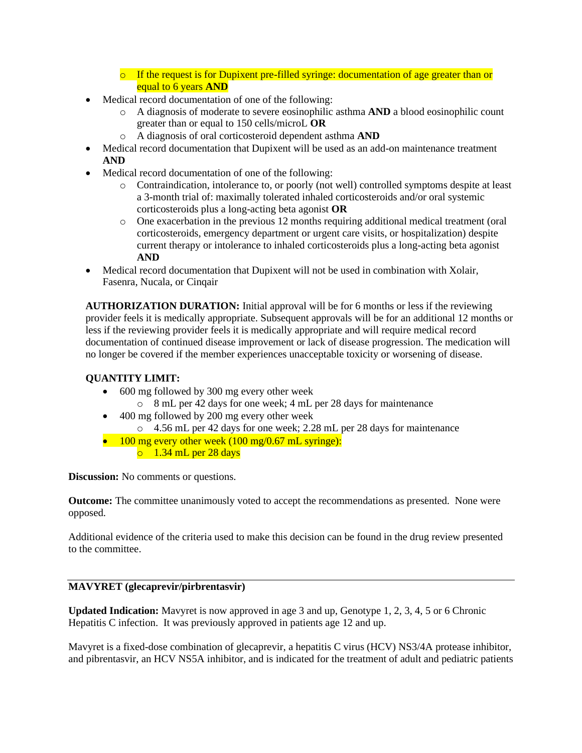- If the request is for Dupixent pre-filled syringe: documentation of age greater than or equal to 6 years **AND**
- Medical record documentation of one of the following:
  - A diagnosis of moderate to severe eosinophilic asthma **AND** a blood eosinophilic count greater than or equal to 150 cells/microL **OR**
  - A diagnosis of oral corticosteroid dependent asthma **AND**
- Medical record documentation that Dupixent will be used as an add-on maintenance treatment **AND**
- Medical record documentation of one of the following:
  - Contraindication, intolerance to, or poorly (not well) controlled symptoms despite at least a 3-month trial of: maximally tolerated inhaled corticosteroids and/or oral systemic corticosteroids plus a long-acting beta agonist **OR**
  - One exacerbation in the previous 12 months requiring additional medical treatment (oral corticosteroids, emergency department or urgent care visits, or hospitalization) despite current therapy or intolerance to inhaled corticosteroids plus a long-acting beta agonist **AND**
- Medical record documentation that Dupixent will not be used in combination with Xolair, Fasenra, Nucala, or Cinqair

**AUTHORIZATION DURATION:** Initial approval will be for 6 months or less if the reviewing provider feels it is medically appropriate. Subsequent approvals will be for an additional 12 months or less if the reviewing provider feels it is medically appropriate and will require medical record documentation of continued disease improvement or lack of disease progression. The medication will no longer be covered if the member experiences unacceptable toxicity or worsening of disease.

**QUANTITY LIMIT:**

- 600 mg followed by 300 mg every other week
  - 8 mL per 42 days for one week; 4 mL per 28 days for maintenance
- 400 mg followed by 200 mg every other week
  - 4.56 mL per 42 days for one week; 2.28 mL per 28 days for maintenance
- 100 mg every other week (100 mg/0.67 mL syringe):
  - 1.34 mL per 28 days

**Discussion:** No comments or questions.

**Outcome:** The committee unanimously voted to accept the recommendations as presented. None were opposed.

Additional evidence of the criteria used to make this decision can be found in the drug review presented to the committee.

---

**MAVYRET (glecaprevir/pirbrentasvir)**

**Updated Indication:** Mavyret is now approved in age 3 and up, Genotype 1, 2, 3, 4, 5 or 6 Chronic Hepatitis C infection. It was previously approved in patients age 12 and up.

Mavyret is a fixed-dose combination of glecaprevir, a hepatitis C virus (HCV) NS3/4A protease inhibitor, and pibrentasvir, an HCV NS5A inhibitor, and is indicated for the treatment of adult and pediatric patients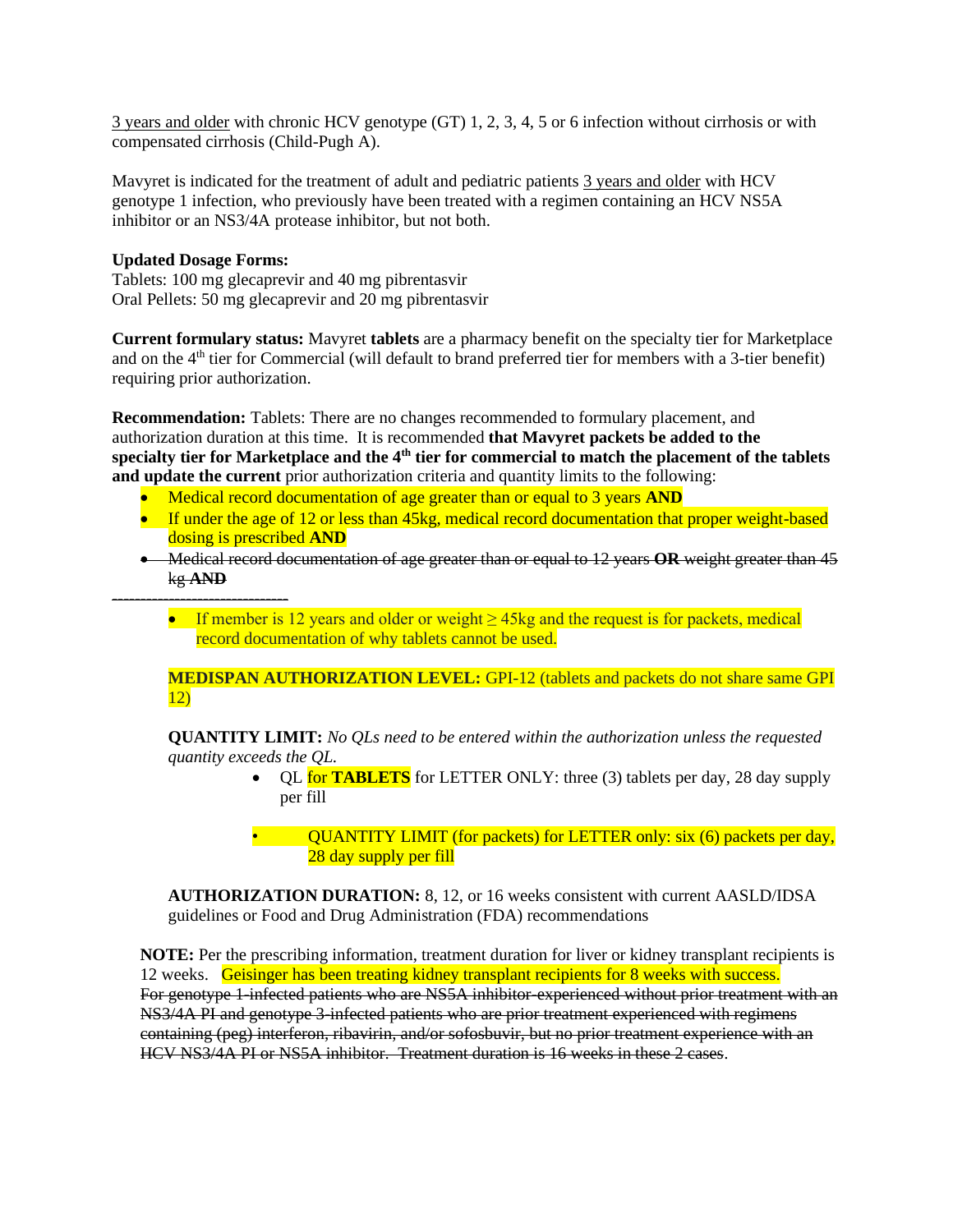3 years and older with chronic HCV genotype (GT) 1, 2, 3, 4, 5 or 6 infection without cirrhosis or with compensated cirrhosis (Child-Pugh A).

Mavyret is indicated for the treatment of adult and pediatric patients 3 years and older with HCV genotype 1 infection, who previously have been treated with a regimen containing an HCV NS5A inhibitor or an NS3/4A protease inhibitor, but not both.

**Updated Dosage Forms:**
Tablets: 100 mg glecaprevir and 40 mg pibrentasvir
Oral Pellets: 50 mg glecaprevir and 20 mg pibrentasvir

**Current formulary status:** Mavyret **tablets** are a pharmacy benefit on the specialty tier for Marketplace and on the 4th tier for Commercial (will default to brand preferred tier for members with a 3-tier benefit) requiring prior authorization.

**Recommendation:** Tablets: There are no changes recommended to formulary placement, and authorization duration at this time. It is recommended **that Mavyret packets be added to the specialty tier for Marketplace and the 4th tier for commercial to match the placement of the tablets and update the current** prior authorization criteria and quantity limits to the following:

- Medical record documentation of age greater than or equal to 3 years **AND**
- If under the age of 12 or less than 45kg, medical record documentation that proper weight-based dosing is prescribed **AND**
- ~~Medical record documentation of age greater than or equal to 12 years **OR** weight greater than 45 kg **AND**~~

---

- If member is 12 years and older or weight ≥ 45kg and the request is for packets, medical record documentation of why tablets cannot be used.

**MEDISPAN AUTHORIZATION LEVEL:** GPI-12 (tablets and packets do not share same GPI 12)

**QUANTITY LIMIT:** *No QLs need to be entered within the authorization unless the requested quantity exceeds the QL.*

- QL for **TABLETS** for LETTER ONLY: three (3) tablets per day, 28 day supply per fill
- QUANTITY LIMIT (for packets) for LETTER only: six (6) packets per day, 28 day supply per fill

**AUTHORIZATION DURATION:** 8, 12, or 16 weeks consistent with current AASLD/IDSA guidelines or Food and Drug Administration (FDA) recommendations

**NOTE:** Per the prescribing information, treatment duration for liver or kidney transplant recipients is 12 weeks. Geisinger has been treating kidney transplant recipients for 8 weeks with success. ~~For genotype 1-infected patients who are NS5A inhibitor-experienced without prior treatment with an NS3/4A PI and genotype 3-infected patients who are prior treatment experienced with regimens containing (peg) interferon, ribavirin, and/or sofosbuvir, but no prior treatment experience with an HCV NS3/4A PI or NS5A inhibitor. Treatment duration is 16 weeks in these 2 cases~~.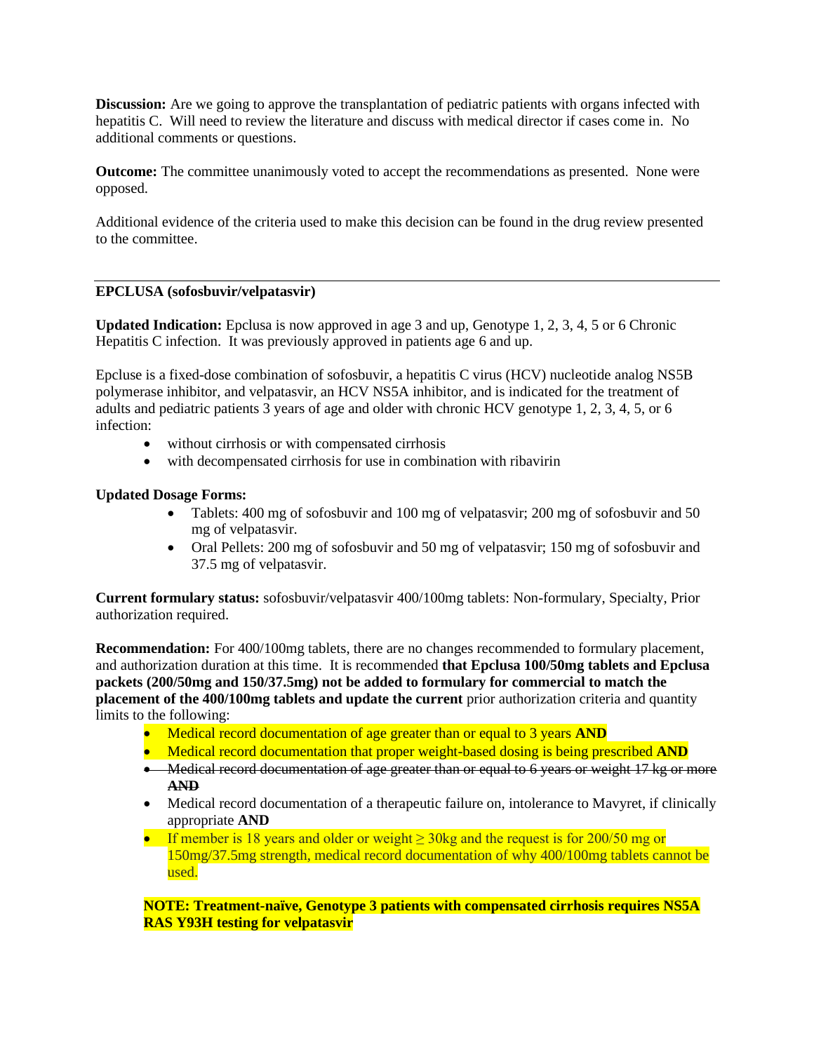**Discussion:** Are we going to approve the transplantation of pediatric patients with organs infected with hepatitis C. Will need to review the literature and discuss with medical director if cases come in. No additional comments or questions.

**Outcome:** The committee unanimously voted to accept the recommendations as presented. None were opposed.

Additional evidence of the criteria used to make this decision can be found in the drug review presented to the committee.

---

**EPCLUSA (sofosbuvir/velpatasvir)**

**Updated Indication:** Epclusa is now approved in age 3 and up, Genotype 1, 2, 3, 4, 5 or 6 Chronic Hepatitis C infection. It was previously approved in patients age 6 and up.

Epcluse is a fixed-dose combination of sofosbuvir, a hepatitis C virus (HCV) nucleotide analog NS5B polymerase inhibitor, and velpatasvir, an HCV NS5A inhibitor, and is indicated for the treatment of adults and pediatric patients 3 years of age and older with chronic HCV genotype 1, 2, 3, 4, 5, or 6 infection:

- without cirrhosis or with compensated cirrhosis
- with decompensated cirrhosis for use in combination with ribavirin

**Updated Dosage Forms:**

- Tablets: 400 mg of sofosbuvir and 100 mg of velpatasvir; 200 mg of sofosbuvir and 50 mg of velpatasvir.
- Oral Pellets: 200 mg of sofosbuvir and 50 mg of velpatasvir; 150 mg of sofosbuvir and 37.5 mg of velpatasvir.

**Current formulary status:** sofosbuvir/velpatasvir 400/100mg tablets: Non-formulary, Specialty, Prior authorization required.

**Recommendation:** For 400/100mg tablets, there are no changes recommended to formulary placement, and authorization duration at this time. It is recommended **that Epclusa 100/50mg tablets and Epclusa packets (200/50mg and 150/37.5mg) not be added to formulary for commercial to match the placement of the 400/100mg tablets and update the current** prior authorization criteria and quantity limits to the following:

- Medical record documentation of age greater than or equal to 3 years **AND**
- Medical record documentation that proper weight-based dosing is being prescribed **AND**
- ~~Medical record documentation of age greater than or equal to 6 years or weight 17 kg or more **AND**~~
- Medical record documentation of a therapeutic failure on, intolerance to Mavyret, if clinically appropriate **AND**
- If member is 18 years and older or weight ≥ 30kg and the request is for 200/50 mg or 150mg/37.5mg strength, medical record documentation of why 400/100mg tablets cannot be used.

**NOTE: Treatment-naïve, Genotype 3 patients with compensated cirrhosis requires NS5A RAS Y93H testing for velpatasvir**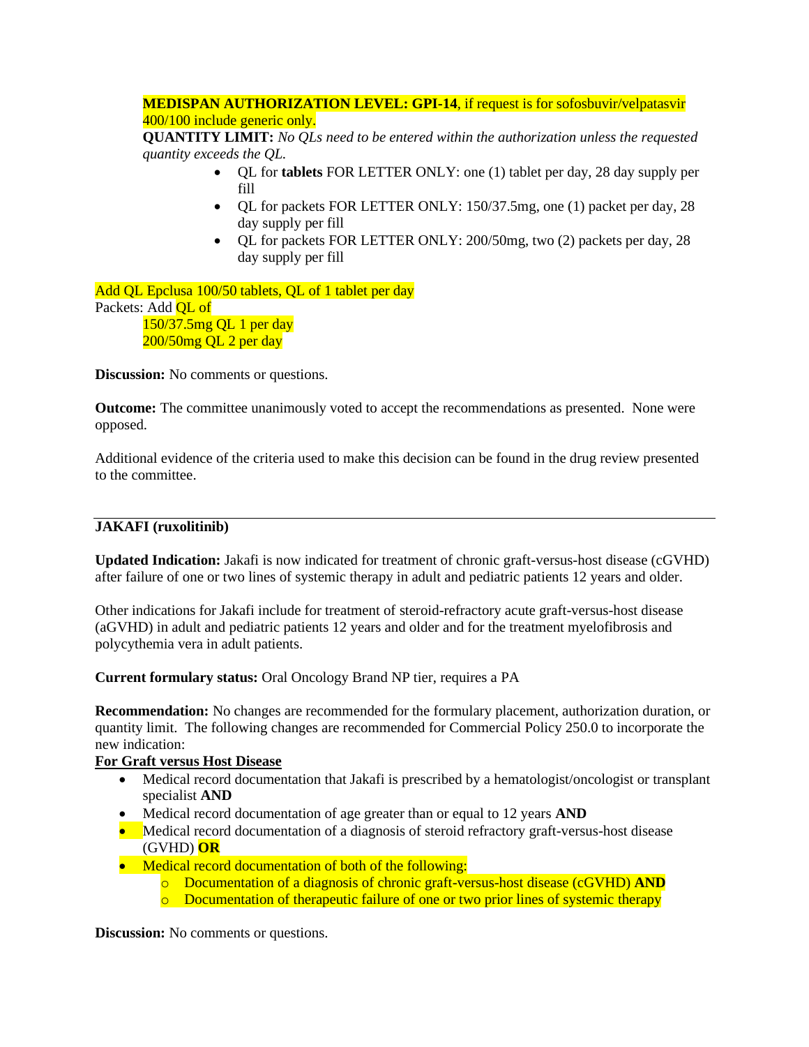**MEDISPAN AUTHORIZATION LEVEL: GPI-14**, if request is for sofosbuvir/velpatasvir 400/100 include generic only.

**QUANTITY LIMIT:** *No QLs need to be entered within the authorization unless the requested quantity exceeds the QL.*

- QL for **tablets** FOR LETTER ONLY: one (1) tablet per day, 28 day supply per fill
- QL for packets FOR LETTER ONLY: 150/37.5mg, one (1) packet per day, 28 day supply per fill
- QL for packets FOR LETTER ONLY: 200/50mg, two (2) packets per day, 28 day supply per fill

Add QL Epclusa 100/50 tablets, QL of 1 tablet per day

Packets: Add QL of

150/37.5mg QL 1 per day

200/50mg QL 2 per day

**Discussion:** No comments or questions.

**Outcome:** The committee unanimously voted to accept the recommendations as presented. None were opposed.

Additional evidence of the criteria used to make this decision can be found in the drug review presented to the committee.

---

**JAKAFI (ruxolitinib)**

**Updated Indication:** Jakafi is now indicated for treatment of chronic graft-versus-host disease (cGVHD) after failure of one or two lines of systemic therapy in adult and pediatric patients 12 years and older.

Other indications for Jakafi include for treatment of steroid-refractory acute graft-versus-host disease (aGVHD) in adult and pediatric patients 12 years and older and for the treatment myelofibrosis and polycythemia vera in adult patients.

**Current formulary status:** Oral Oncology Brand NP tier, requires a PA

**Recommendation:** No changes are recommended for the formulary placement, authorization duration, or quantity limit. The following changes are recommended for Commercial Policy 250.0 to incorporate the new indication:

**For Graft versus Host Disease**

- Medical record documentation that Jakafi is prescribed by a hematologist/oncologist or transplant specialist **AND**
- Medical record documentation of age greater than or equal to 12 years **AND**
- Medical record documentation of a diagnosis of steroid refractory graft-versus-host disease (GVHD) **OR**
- Medical record documentation of both of the following:
  - Documentation of a diagnosis of chronic graft-versus-host disease (cGVHD) **AND**
  - Documentation of therapeutic failure of one or two prior lines of systemic therapy

**Discussion:** No comments or questions.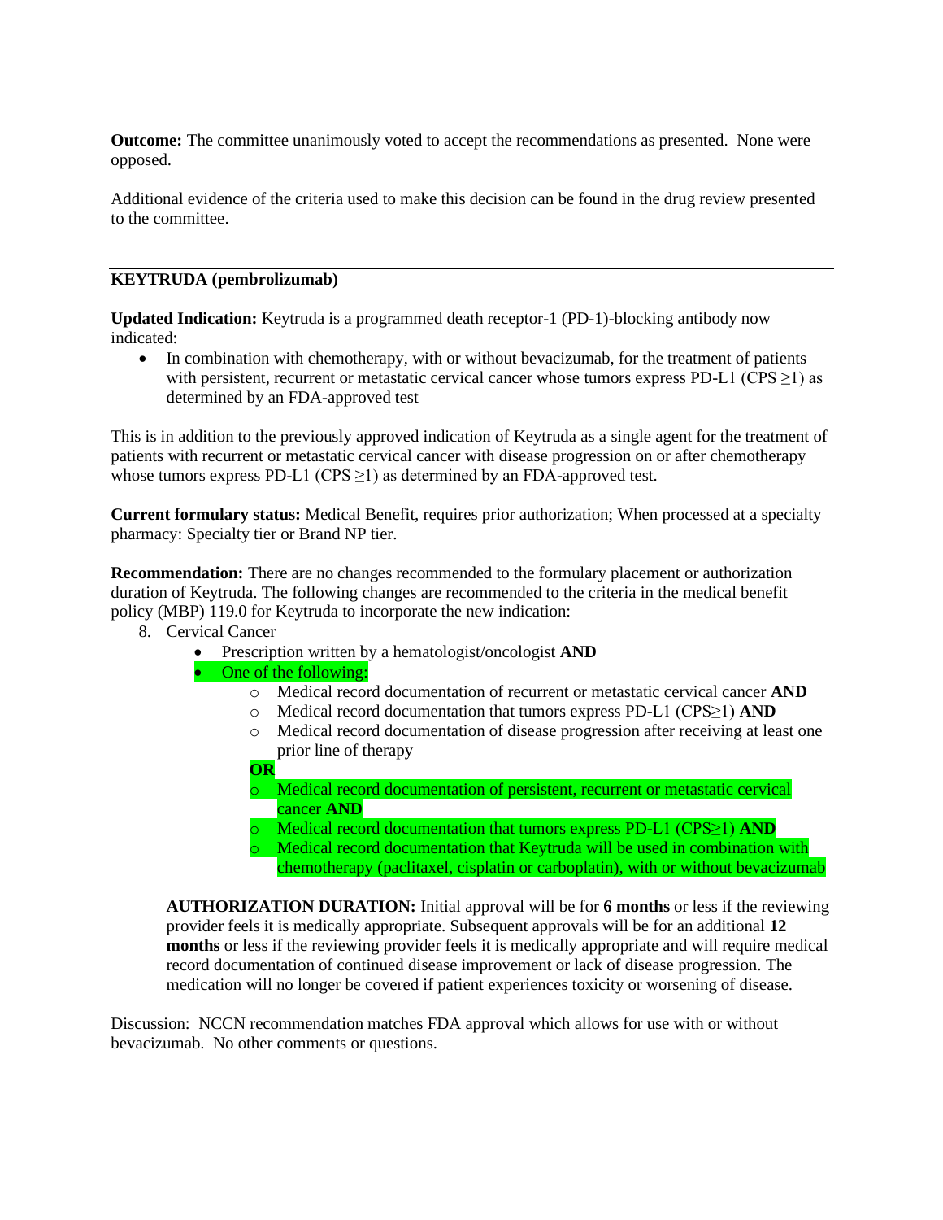**Outcome:** The committee unanimously voted to accept the recommendations as presented. None were opposed.

Additional evidence of the criteria used to make this decision can be found in the drug review presented to the committee.

---

**KEYTRUDA (pembrolizumab)**

**Updated Indication:** Keytruda is a programmed death receptor-1 (PD-1)-blocking antibody now indicated:

- In combination with chemotherapy, with or without bevacizumab, for the treatment of patients with persistent, recurrent or metastatic cervical cancer whose tumors express PD-L1 (CPS ≥1) as determined by an FDA-approved test

This is in addition to the previously approved indication of Keytruda as a single agent for the treatment of patients with recurrent or metastatic cervical cancer with disease progression on or after chemotherapy whose tumors express PD-L1 (CPS ≥1) as determined by an FDA-approved test.

**Current formulary status:** Medical Benefit, requires prior authorization; When processed at a specialty pharmacy: Specialty tier or Brand NP tier.

**Recommendation:** There are no changes recommended to the formulary placement or authorization duration of Keytruda. The following changes are recommended to the criteria in the medical benefit policy (MBP) 119.0 for Keytruda to incorporate the new indication:

8. Cervical Cancer
    - Prescription written by a hematologist/oncologist **AND**
    - One of the following:
        - Medical record documentation of recurrent or metastatic cervical cancer **AND**
        - Medical record documentation that tumors express PD-L1 (CPS≥1) **AND**
        - Medical record documentation of disease progression after receiving at least one prior line of therapy

      **OR**

        - Medical record documentation of persistent, recurrent or metastatic cervical cancer **AND**
        - Medical record documentation that tumors express PD-L1 (CPS≥1) **AND**
        - Medical record documentation that Keytruda will be used in combination with chemotherapy (paclitaxel, cisplatin or carboplatin), with or without bevacizumab

    **AUTHORIZATION DURATION:** Initial approval will be for **6 months** or less if the reviewing provider feels it is medically appropriate. Subsequent approvals will be for an additional **12 months** or less if the reviewing provider feels it is medically appropriate and will require medical record documentation of continued disease improvement or lack of disease progression. The medication will no longer be covered if patient experiences toxicity or worsening of disease.

Discussion: NCCN recommendation matches FDA approval which allows for use with or without bevacizumab. No other comments or questions.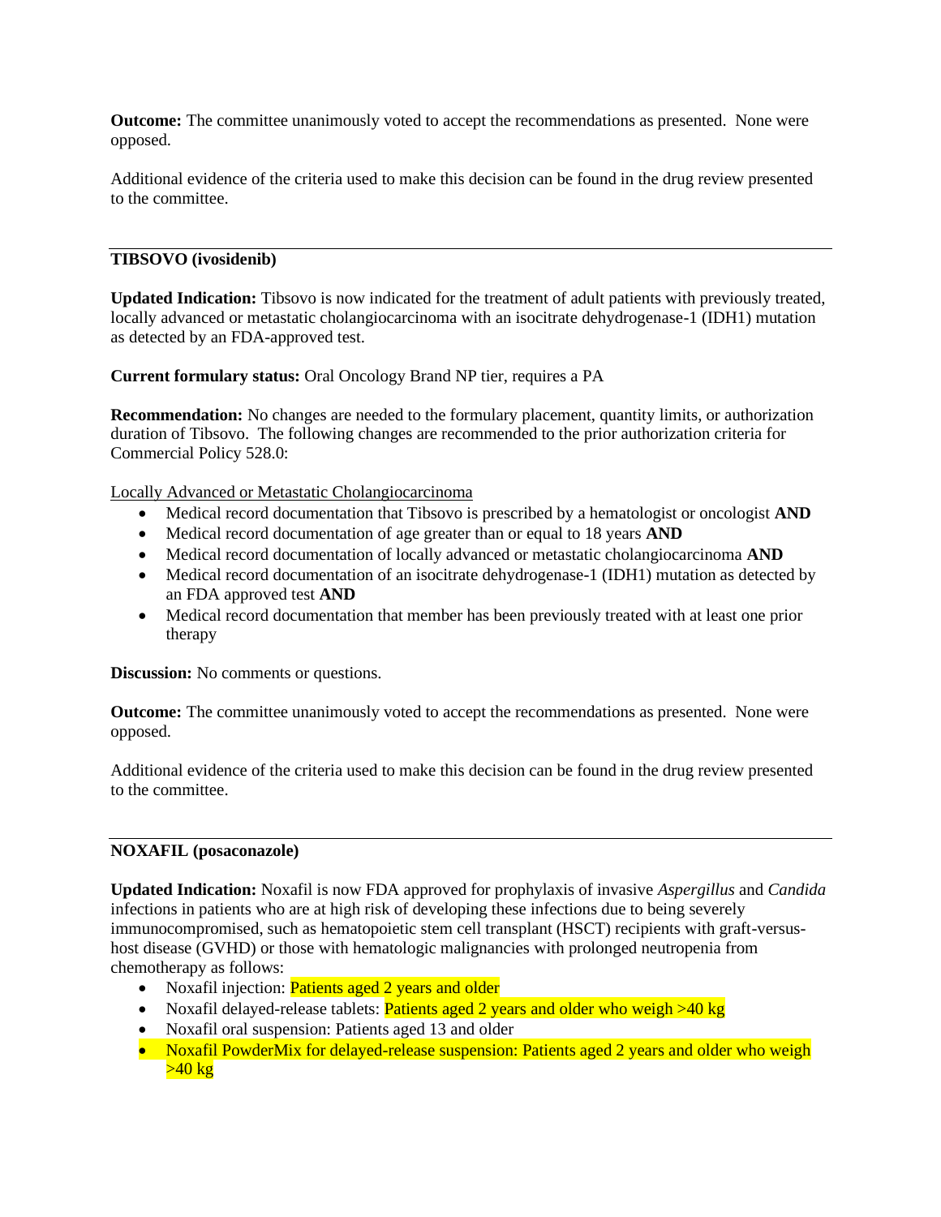**Outcome:** The committee unanimously voted to accept the recommendations as presented. None were opposed.

Additional evidence of the criteria used to make this decision can be found in the drug review presented to the committee.

---

**TIBSOVO (ivosidenib)**

**Updated Indication:** Tibsovo is now indicated for the treatment of adult patients with previously treated, locally advanced or metastatic cholangiocarcinoma with an isocitrate dehydrogenase-1 (IDH1) mutation as detected by an FDA-approved test.

**Current formulary status:** Oral Oncology Brand NP tier, requires a PA

**Recommendation:** No changes are needed to the formulary placement, quantity limits, or authorization duration of Tibsovo. The following changes are recommended to the prior authorization criteria for Commercial Policy 528.0:

Locally Advanced or Metastatic Cholangiocarcinoma

- Medical record documentation that Tibsovo is prescribed by a hematologist or oncologist **AND**
- Medical record documentation of age greater than or equal to 18 years **AND**
- Medical record documentation of locally advanced or metastatic cholangiocarcinoma **AND**
- Medical record documentation of an isocitrate dehydrogenase-1 (IDH1) mutation as detected by an FDA approved test **AND**
- Medical record documentation that member has been previously treated with at least one prior therapy

**Discussion:** No comments or questions.

**Outcome:** The committee unanimously voted to accept the recommendations as presented. None were opposed.

Additional evidence of the criteria used to make this decision can be found in the drug review presented to the committee.

---

**NOXAFIL (posaconazole)**

**Updated Indication:** Noxafil is now FDA approved for prophylaxis of invasive *Aspergillus* and *Candida* infections in patients who are at high risk of developing these infections due to being severely immunocompromised, such as hematopoietic stem cell transplant (HSCT) recipients with graft-versus-host disease (GVHD) or those with hematologic malignancies with prolonged neutropenia from chemotherapy as follows:

- Noxafil injection: Patients aged 2 years and older
- Noxafil delayed-release tablets: Patients aged 2 years and older who weigh >40 kg
- Noxafil oral suspension: Patients aged 13 and older
- Noxafil PowderMix for delayed-release suspension: Patients aged 2 years and older who weigh >40 kg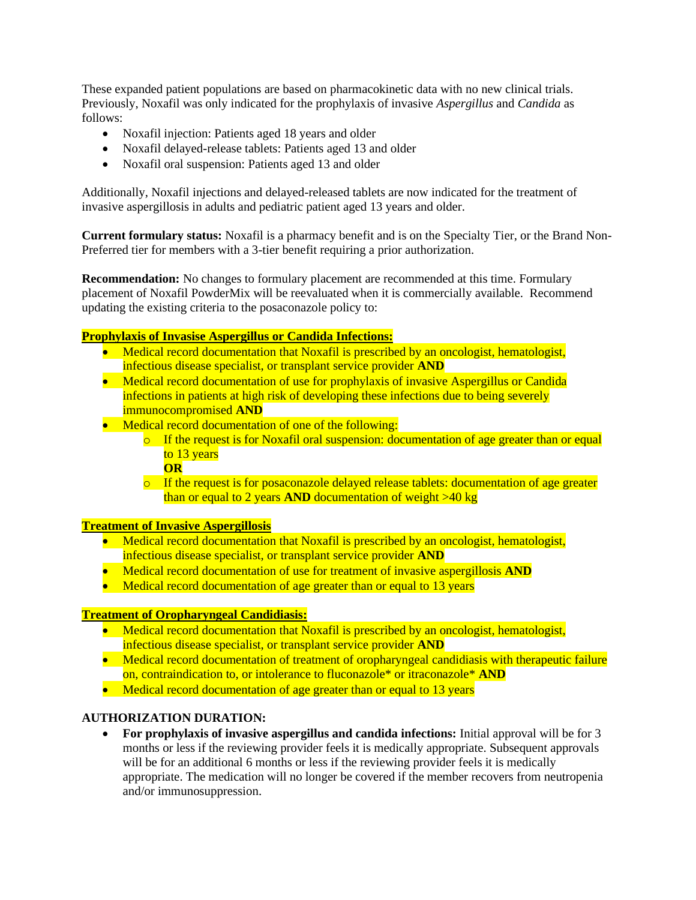These expanded patient populations are based on pharmacokinetic data with no new clinical trials. Previously, Noxafil was only indicated for the prophylaxis of invasive *Aspergillus* and *Candida* as follows:

- Noxafil injection: Patients aged 18 years and older
- Noxafil delayed-release tablets: Patients aged 13 and older
- Noxafil oral suspension: Patients aged 13 and older

Additionally, Noxafil injections and delayed-released tablets are now indicated for the treatment of invasive aspergillosis in adults and pediatric patient aged 13 years and older.

**Current formulary status:** Noxafil is a pharmacy benefit and is on the Specialty Tier, or the Brand Non-Preferred tier for members with a 3-tier benefit requiring a prior authorization.

**Recommendation:** No changes to formulary placement are recommended at this time. Formulary placement of Noxafil PowderMix will be reevaluated when it is commercially available. Recommend updating the existing criteria to the posaconazole policy to:

**Prophylaxis of Invasise Aspergillus or Candida Infections:**

- Medical record documentation that Noxafil is prescribed by an oncologist, hematologist, infectious disease specialist, or transplant service provider **AND**
- Medical record documentation of use for prophylaxis of invasive Aspergillus or Candida infections in patients at high risk of developing these infections due to being severely immunocompromised **AND**
- Medical record documentation of one of the following:
  - If the request is for Noxafil oral suspension: documentation of age greater than or equal to 13 years
    **OR**
  - If the request is for posaconazole delayed release tablets: documentation of age greater than or equal to 2 years **AND** documentation of weight >40 kg

**Treatment of Invasive Aspergillosis**

- Medical record documentation that Noxafil is prescribed by an oncologist, hematologist, infectious disease specialist, or transplant service provider **AND**
- Medical record documentation of use for treatment of invasive aspergillosis **AND**
- Medical record documentation of age greater than or equal to 13 years

**Treatment of Oropharyngeal Candidiasis:**

- Medical record documentation that Noxafil is prescribed by an oncologist, hematologist, infectious disease specialist, or transplant service provider **AND**
- Medical record documentation of treatment of oropharyngeal candidiasis with therapeutic failure on, contraindication to, or intolerance to fluconazole* or itraconazole* **AND**
- Medical record documentation of age greater than or equal to 13 years

**AUTHORIZATION DURATION:**

- **For prophylaxis of invasive aspergillus and candida infections:** Initial approval will be for 3 months or less if the reviewing provider feels it is medically appropriate. Subsequent approvals will be for an additional 6 months or less if the reviewing provider feels it is medically appropriate. The medication will no longer be covered if the member recovers from neutropenia and/or immunosuppression.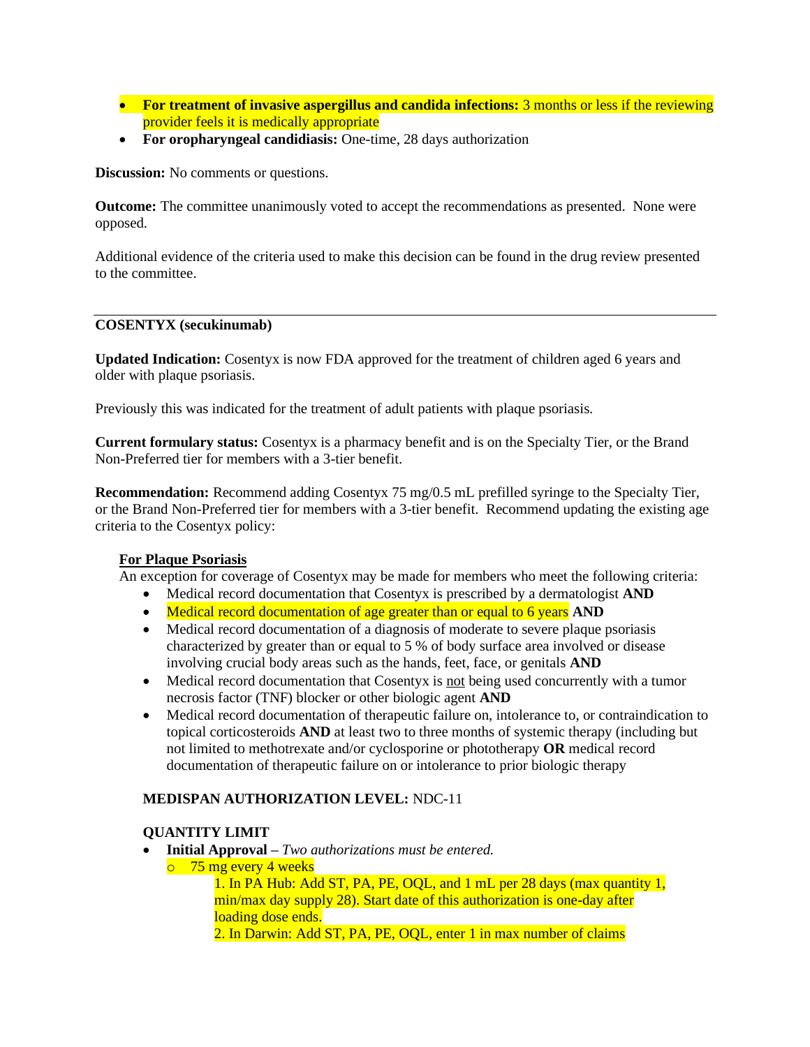- **For treatment of invasive aspergillus and candida infections:** 3 months or less if the reviewing provider feels it is medically appropriate
- **For oropharyngeal candidiasis:** One-time, 28 days authorization

**Discussion:** No comments or questions.

**Outcome:** The committee unanimously voted to accept the recommendations as presented. None were opposed.

Additional evidence of the criteria used to make this decision can be found in the drug review presented to the committee.

---

**COSENTYX (secukinumab)**

**Updated Indication:** Cosentyx is now FDA approved for the treatment of children aged 6 years and older with plaque psoriasis.

Previously this was indicated for the treatment of adult patients with plaque psoriasis.

**Current formulary status:** Cosentyx is a pharmacy benefit and is on the Specialty Tier, or the Brand Non-Preferred tier for members with a 3-tier benefit.

**Recommendation:** Recommend adding Cosentyx 75 mg/0.5 mL prefilled syringe to the Specialty Tier, or the Brand Non-Preferred tier for members with a 3-tier benefit. Recommend updating the existing age criteria to the Cosentyx policy:

**For Plaque Psoriasis**

An exception for coverage of Cosentyx may be made for members who meet the following criteria:

- Medical record documentation that Cosentyx is prescribed by a dermatologist **AND**
- Medical record documentation of age greater than or equal to 6 years **AND**
- Medical record documentation of a diagnosis of moderate to severe plaque psoriasis characterized by greater than or equal to 5 % of body surface area involved or disease involving crucial body areas such as the hands, feet, face, or genitals **AND**
- Medical record documentation that Cosentyx is not being used concurrently with a tumor necrosis factor (TNF) blocker or other biologic agent **AND**
- Medical record documentation of therapeutic failure on, intolerance to, or contraindication to topical corticosteroids **AND** at least two to three months of systemic therapy (including but not limited to methotrexate and/or cyclosporine or phototherapy **OR** medical record documentation of therapeutic failure on or intolerance to prior biologic therapy

**MEDISPAN AUTHORIZATION LEVEL:** NDC-11

**QUANTITY LIMIT**

- **Initial Approval** – *Two authorizations must be entered.*
  - 75 mg every 4 weeks
    1. In PA Hub: Add ST, PA, PE, OQL, and 1 mL per 28 days (max quantity 1, min/max day supply 28). Start date of this authorization is one-day after loading dose ends.
    2. In Darwin: Add ST, PA, PE, OQL, enter 1 in max number of claims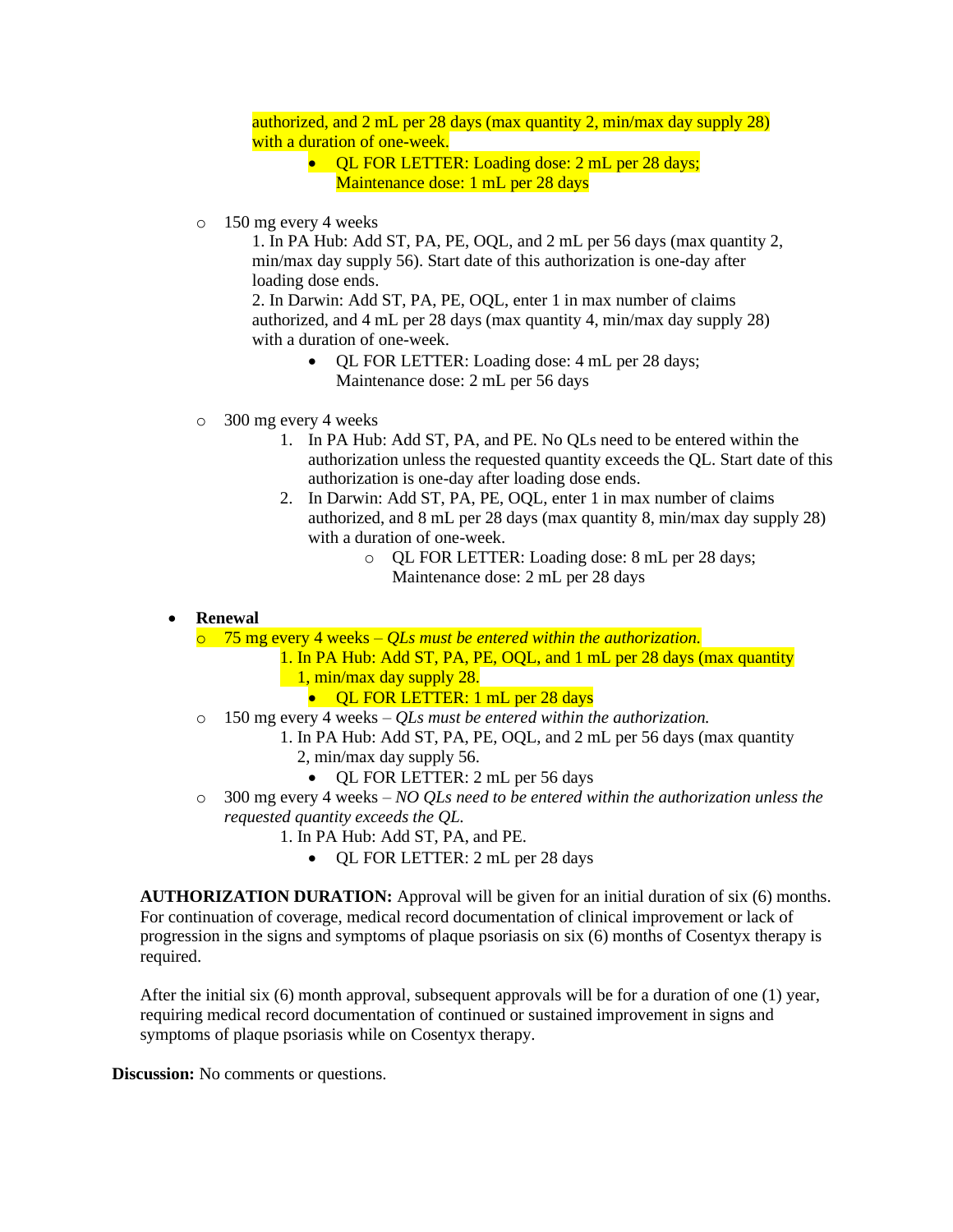authorized, and 2 mL per 28 days (max quantity 2, min/max day supply 28) with a duration of one-week.

- QL FOR LETTER: Loading dose: 2 mL per 28 days; Maintenance dose: 1 mL per 28 days

- 150 mg every 4 weeks
  1. In PA Hub: Add ST, PA, PE, OQL, and 2 mL per 56 days (max quantity 2, min/max day supply 56). Start date of this authorization is one-day after loading dose ends.
  2. In Darwin: Add ST, PA, PE, OQL, enter 1 in max number of claims authorized, and 4 mL per 28 days (max quantity 4, min/max day supply 28) with a duration of one-week.
     - QL FOR LETTER: Loading dose: 4 mL per 28 days; Maintenance dose: 2 mL per 56 days

- 300 mg every 4 weeks
  1. In PA Hub: Add ST, PA, and PE. No QLs need to be entered within the authorization unless the requested quantity exceeds the QL. Start date of this authorization is one-day after loading dose ends.
  2. In Darwin: Add ST, PA, PE, OQL, enter 1 in max number of claims authorized, and 8 mL per 28 days (max quantity 8, min/max day supply 28) with a duration of one-week.
     - QL FOR LETTER: Loading dose: 8 mL per 28 days; Maintenance dose: 2 mL per 28 days

- **Renewal**
  - 75 mg every 4 weeks – *QLs must be entered within the authorization.*
    1. In PA Hub: Add ST, PA, PE, OQL, and 1 mL per 28 days (max quantity 1, min/max day supply 28.
       - QL FOR LETTER: 1 mL per 28 days
  - 150 mg every 4 weeks – *QLs must be entered within the authorization.*
    1. In PA Hub: Add ST, PA, PE, OQL, and 2 mL per 56 days (max quantity 2, min/max day supply 56.
       - QL FOR LETTER: 2 mL per 56 days
  - 300 mg every 4 weeks – *NO QLs need to be entered within the authorization unless the requested quantity exceeds the QL.*
    1. In PA Hub: Add ST, PA, and PE.
       - QL FOR LETTER: 2 mL per 28 days

**AUTHORIZATION DURATION:** Approval will be given for an initial duration of six (6) months. For continuation of coverage, medical record documentation of clinical improvement or lack of progression in the signs and symptoms of plaque psoriasis on six (6) months of Cosentyx therapy is required.

After the initial six (6) month approval, subsequent approvals will be for a duration of one (1) year, requiring medical record documentation of continued or sustained improvement in signs and symptoms of plaque psoriasis while on Cosentyx therapy.

**Discussion:** No comments or questions.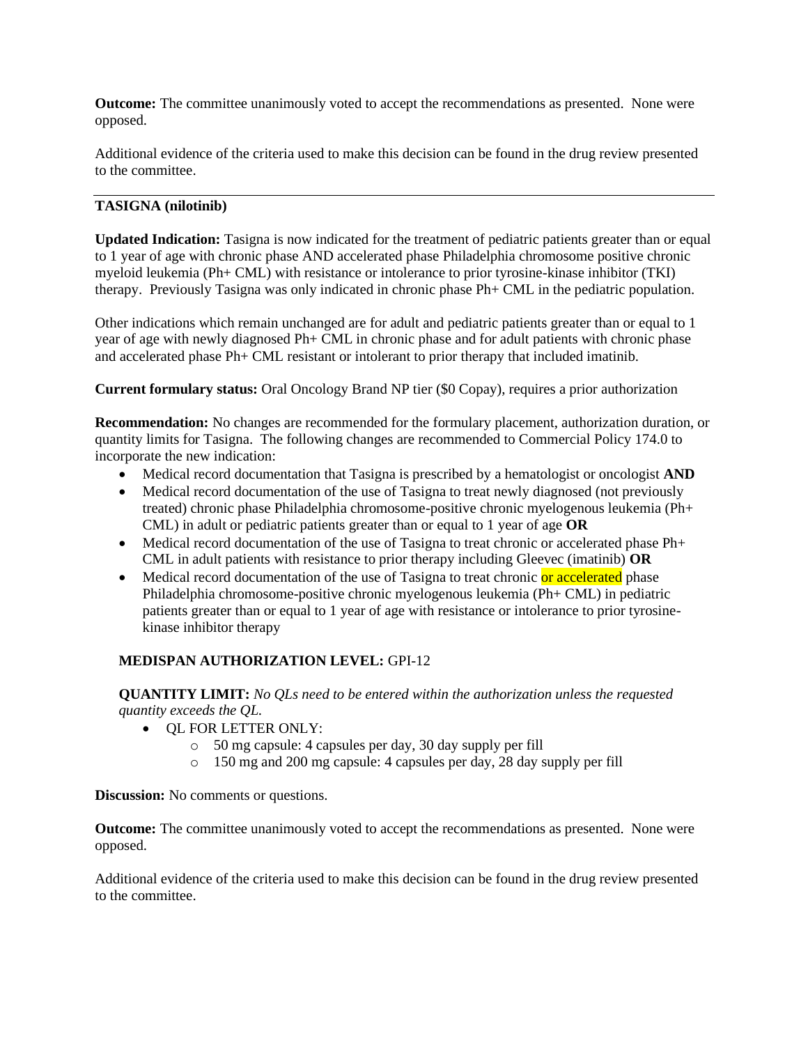**Outcome:** The committee unanimously voted to accept the recommendations as presented. None were opposed.

Additional evidence of the criteria used to make this decision can be found in the drug review presented to the committee.

---

**TASIGNA (nilotinib)**

**Updated Indication:** Tasigna is now indicated for the treatment of pediatric patients greater than or equal to 1 year of age with chronic phase AND accelerated phase Philadelphia chromosome positive chronic myeloid leukemia (Ph+ CML) with resistance or intolerance to prior tyrosine-kinase inhibitor (TKI) therapy. Previously Tasigna was only indicated in chronic phase Ph+ CML in the pediatric population.

Other indications which remain unchanged are for adult and pediatric patients greater than or equal to 1 year of age with newly diagnosed Ph+ CML in chronic phase and for adult patients with chronic phase and accelerated phase Ph+ CML resistant or intolerant to prior therapy that included imatinib.

**Current formulary status:** Oral Oncology Brand NP tier ($0 Copay), requires a prior authorization

**Recommendation:** No changes are recommended for the formulary placement, authorization duration, or quantity limits for Tasigna. The following changes are recommended to Commercial Policy 174.0 to incorporate the new indication:

- Medical record documentation that Tasigna is prescribed by a hematologist or oncologist **AND**
- Medical record documentation of the use of Tasigna to treat newly diagnosed (not previously treated) chronic phase Philadelphia chromosome-positive chronic myelogenous leukemia (Ph+ CML) in adult or pediatric patients greater than or equal to 1 year of age **OR**
- Medical record documentation of the use of Tasigna to treat chronic or accelerated phase Ph+ CML in adult patients with resistance to prior therapy including Gleevec (imatinib) **OR**
- Medical record documentation of the use of Tasigna to treat chronic or accelerated phase Philadelphia chromosome-positive chronic myelogenous leukemia (Ph+ CML) in pediatric patients greater than or equal to 1 year of age with resistance or intolerance to prior tyrosine-kinase inhibitor therapy

**MEDISPAN AUTHORIZATION LEVEL:** GPI-12

**QUANTITY LIMIT:** *No QLs need to be entered within the authorization unless the requested quantity exceeds the QL.*

- QL FOR LETTER ONLY:
  - 50 mg capsule: 4 capsules per day, 30 day supply per fill
  - 150 mg and 200 mg capsule: 4 capsules per day, 28 day supply per fill

**Discussion:** No comments or questions.

**Outcome:** The committee unanimously voted to accept the recommendations as presented. None were opposed.

Additional evidence of the criteria used to make this decision can be found in the drug review presented to the committee.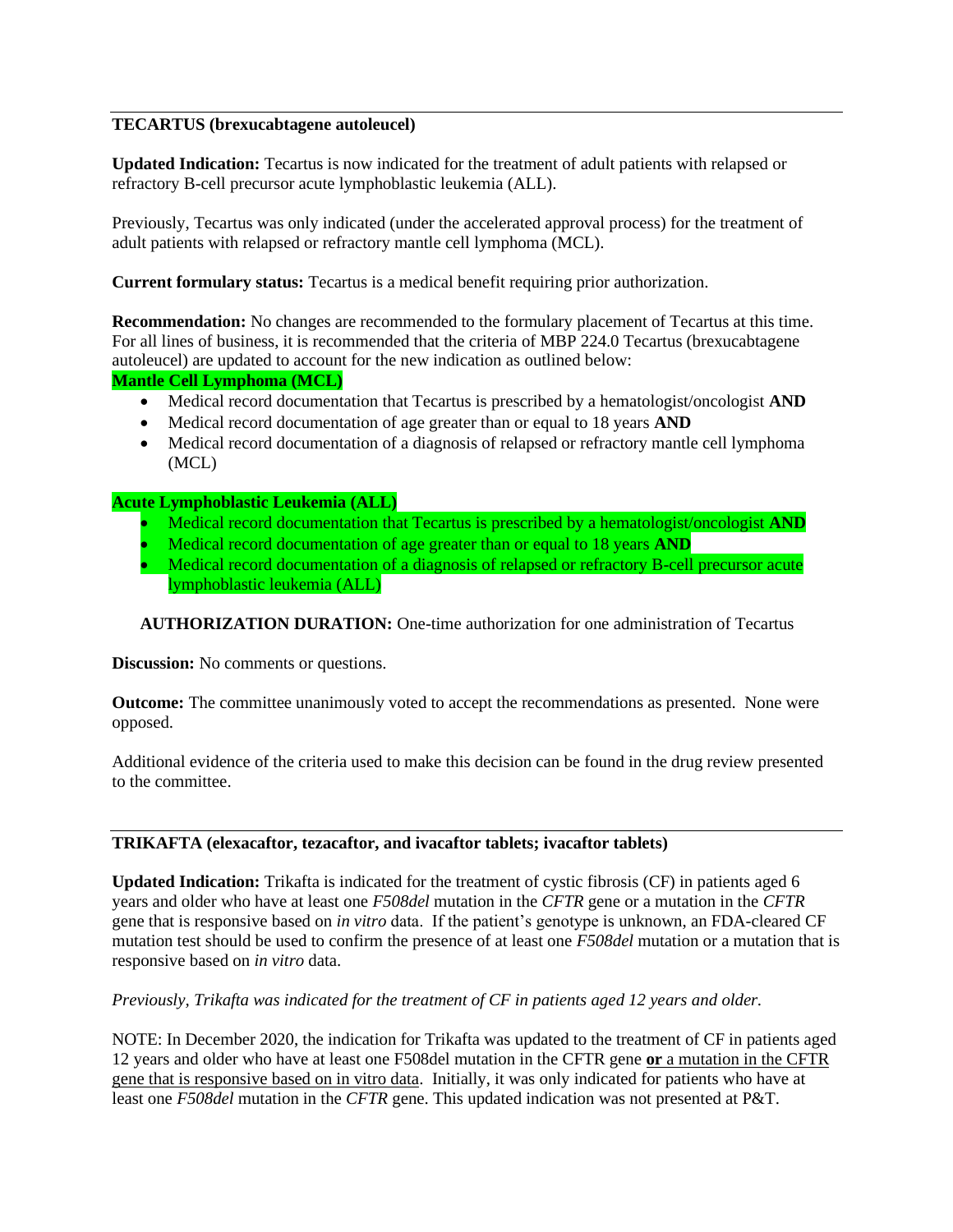---

**TECARTUS (brexucabtagene autoleucel)**

**Updated Indication:** Tecartus is now indicated for the treatment of adult patients with relapsed or refractory B-cell precursor acute lymphoblastic leukemia (ALL).

Previously, Tecartus was only indicated (under the accelerated approval process) for the treatment of adult patients with relapsed or refractory mantle cell lymphoma (MCL).

**Current formulary status:** Tecartus is a medical benefit requiring prior authorization.

**Recommendation:** No changes are recommended to the formulary placement of Tecartus at this time. For all lines of business, it is recommended that the criteria of MBP 224.0 Tecartus (brexucabtagene autoleucel) are updated to account for the new indication as outlined below:

**Mantle Cell Lymphoma (MCL)**

- Medical record documentation that Tecartus is prescribed by a hematologist/oncologist **AND**
- Medical record documentation of age greater than or equal to 18 years **AND**
- Medical record documentation of a diagnosis of relapsed or refractory mantle cell lymphoma (MCL)

**Acute Lymphoblastic Leukemia (ALL)**

- Medical record documentation that Tecartus is prescribed by a hematologist/oncologist **AND**
- Medical record documentation of age greater than or equal to 18 years **AND**
- Medical record documentation of a diagnosis of relapsed or refractory B-cell precursor acute lymphoblastic leukemia (ALL)

**AUTHORIZATION DURATION:** One-time authorization for one administration of Tecartus

**Discussion:** No comments or questions.

**Outcome:** The committee unanimously voted to accept the recommendations as presented. None were opposed.

Additional evidence of the criteria used to make this decision can be found in the drug review presented to the committee.

---

**TRIKAFTA (elexacaftor, tezacaftor, and ivacaftor tablets; ivacaftor tablets)**

**Updated Indication:** Trikafta is indicated for the treatment of cystic fibrosis (CF) in patients aged 6 years and older who have at least one *F508del* mutation in the *CFTR* gene or a mutation in the *CFTR* gene that is responsive based on *in vitro* data. If the patient's genotype is unknown, an FDA-cleared CF mutation test should be used to confirm the presence of at least one *F508del* mutation or a mutation that is responsive based on *in vitro* data.

*Previously, Trikafta was indicated for the treatment of CF in patients aged 12 years and older.*

NOTE: In December 2020, the indication for Trikafta was updated to the treatment of CF in patients aged 12 years and older who have at least one F508del mutation in the CFTR gene **or** a mutation in the CFTR gene that is responsive based on in vitro data. Initially, it was only indicated for patients who have at least one *F508del* mutation in the *CFTR* gene. This updated indication was not presented at P&T.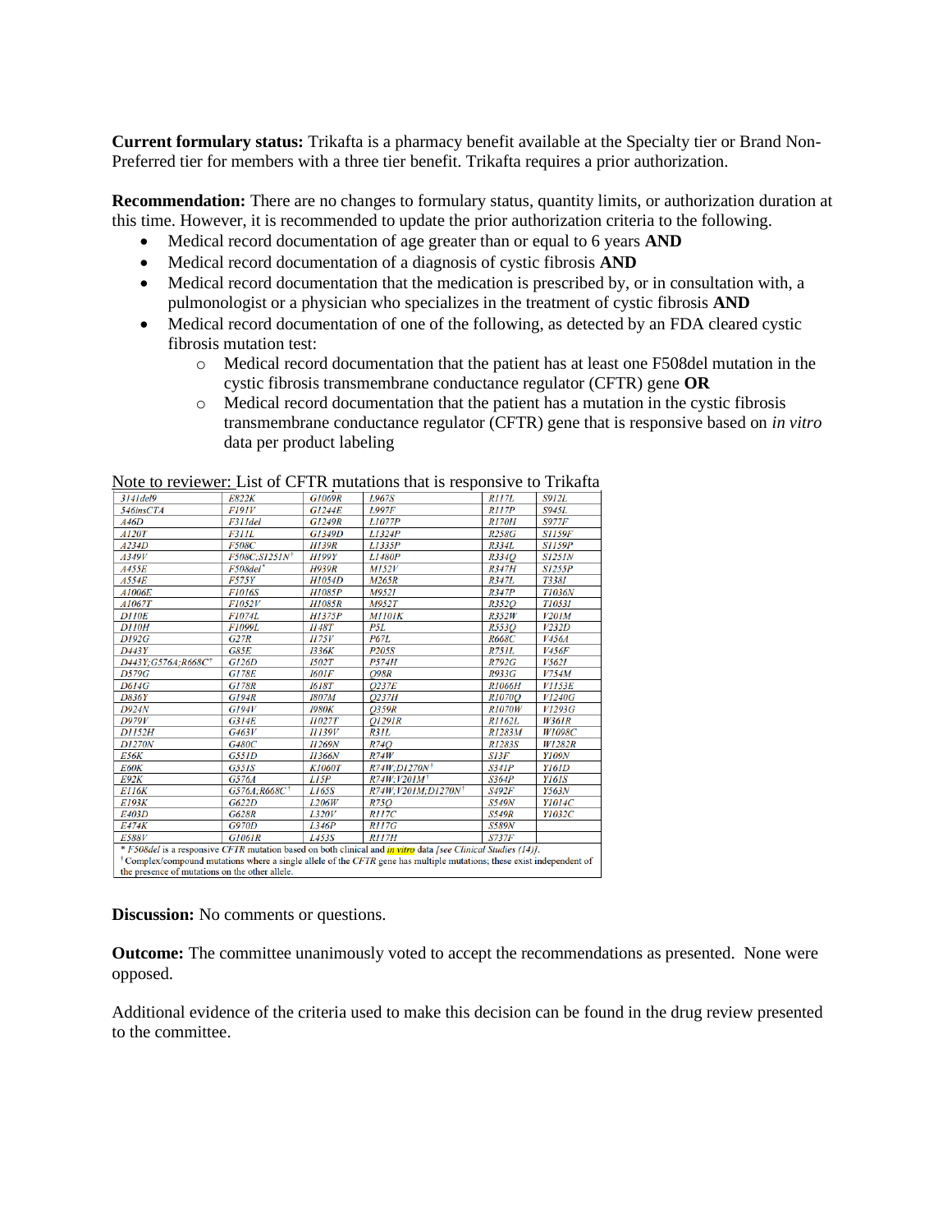**Current formulary status:** Trikafta is a pharmacy benefit available at the Specialty tier or Brand Non-Preferred tier for members with a three tier benefit. Trikafta requires a prior authorization.

**Recommendation:** There are no changes to formulary status, quantity limits, or authorization duration at this time. However, it is recommended to update the prior authorization criteria to the following.

- Medical record documentation of age greater than or equal to 6 years **AND**
- Medical record documentation of a diagnosis of cystic fibrosis **AND**
- Medical record documentation that the medication is prescribed by, or in consultation with, a pulmonologist or a physician who specializes in the treatment of cystic fibrosis **AND**
- Medical record documentation of one of the following, as detected by an FDA cleared cystic fibrosis mutation test:
    - Medical record documentation that the patient has at least one F508del mutation in the cystic fibrosis transmembrane conductance regulator (CFTR) gene **OR**
    - Medical record documentation that the patient has a mutation in the cystic fibrosis transmembrane conductance regulator (CFTR) gene that is responsive based on *in vitro* data per product labeling

Note to reviewer: List of CFTR mutations that is responsive to Trikafta

| | | | | | |
|---|---|---|---|---|---|
| *3141del9* | *E822K* | *G1069R* | *L967S* | *R117L* | *S912L* |
| *546insCTA* | *F191V* | *G1244E* | *L997F* | *R117P* | *S945L* |
| *A46D* | *F311del* | *G1249R* | *L1077P* | *R170H* | *S977F* |
| *A120T* | *F311L* | *G1349D* | *L1324P* | *R258G* | *S1159F* |
| *A234D* | *F508C* | *H139R* | *L1335P* | *R334L* | *S1159P* |
| *A349V* | *F508C;S1251N*[†] | *H199Y* | *L1480P* | *R334Q* | *S1251N* |
| *A455E* | *F508del*[*] | *H939R* | *M152V* | *R347H* | *S1255P* |
| *A554E* | *F575Y* | *H1054D* | *M265R* | *R347L* | *T338I* |
| *A1006E* | *F1016S* | *H1085P* | *M952I* | *R347P* | *T1036N* |
| *A1067T* | *F1052V* | *H1085R* | *M952T* | *R352Q* | *T1053I* |
| *D110E* | *F1074L* | *H1375P* | *M1101K* | *R352W* | *V201M* |
| *D110H* | *F1099L* | *I148T* | *P5L* | *R553Q* | *V232D* |
| *D192G* | *G27R* | *I175V* | *P67L* | *R668C* | *V456A* |
| *D443Y* | *G85E* | *I336K* | *P205S* | *R751L* | *V456F* |
| *D443Y;G576A;R668C*[†] | *G126D* | *I502T* | *P574H* | *R792G* | *V562I* |
| *D579G* | *G178E* | *I601F* | *Q98R* | *R933G* | *V754M* |
| *D614G* | *G178R* | *I618T* | *Q237E* | *R1066H* | *V1153E* |
| *D836Y* | *G194R* | *I807M* | *Q237H* | *R1070Q* | *V1240G* |
| *D924N* | *G194V* | *I980K* | *Q359R* | *R1070W* | *V1293G* |
| *D979V* | *G314E* | *I1027T* | *Q1291R* | *R1162L* | *W361R* |
| *D1152H* | *G463V* | *I1139V* | *R31L* | *R1283M* | *W1098C* |
| *D1270N* | *G480C* | *I1269N* | *R74Q* | *R1283S* | *W1282R* |
| *E56K* | *G551D* | *I1366N* | *R74W* | *S13F* | *Y109N* |
| *E60K* | *G551S* | *K1060T* | *R74W;D1270N*[†] | *S341P* | *Y161D* |
| *E92K* | *G576A* | *L15P* | *R74W;V201M*[†] | *S364P* | *Y161S* |
| *E116K* | *G576A;R668C*[†] | *L165S* | *R74W;V201M;D1270N*[†] | *S492F* | *Y563N* |
| *E193K* | *G622D* | *L206W* | *R75Q* | *S549N* | *Y1014C* |
| *E403D* | *G628R* | *L320V* | *R117C* | *S549R* | *Y1032C* |
| *E474K* | *G970D* | *L346P* | *R117G* | *S589N* | |
| *E588V* | *G1061R* | *L453S* | *R117H* | *S737F* | |

\* *F508del* is a responsive *CFTR* mutation based on both clinical and *in vitro* data *[see Clinical Studies (14)]*.
[†] Complex/compound mutations where a single allele of the *CFTR* gene has multiple mutations; these exist independent of the presence of mutations on the other allele.

**Discussion:** No comments or questions.

**Outcome:** The committee unanimously voted to accept the recommendations as presented. None were opposed.

Additional evidence of the criteria used to make this decision can be found in the drug review presented to the committee.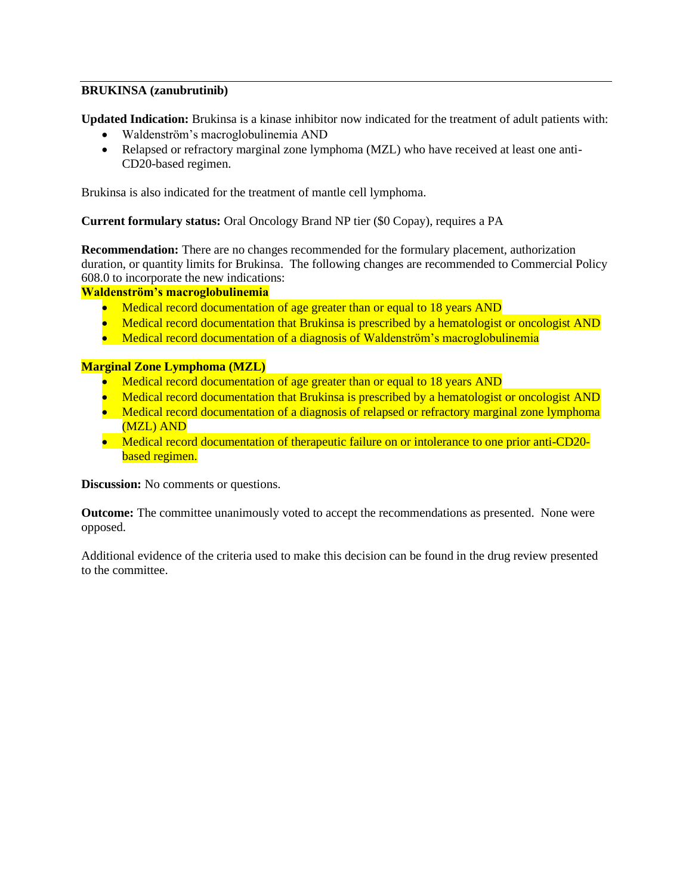**BRUKINSA (zanubrutinib)**

**Updated Indication:** Brukinsa is a kinase inhibitor now indicated for the treatment of adult patients with:

- Waldenström's macroglobulinemia AND
- Relapsed or refractory marginal zone lymphoma (MZL) who have received at least one anti-CD20-based regimen.

Brukinsa is also indicated for the treatment of mantle cell lymphoma.

**Current formulary status:** Oral Oncology Brand NP tier ($0 Copay), requires a PA

**Recommendation:** There are no changes recommended for the formulary placement, authorization duration, or quantity limits for Brukinsa. The following changes are recommended to Commercial Policy 608.0 to incorporate the new indications:

**Waldenström's macroglobulinemia**

- Medical record documentation of age greater than or equal to 18 years AND
- Medical record documentation that Brukinsa is prescribed by a hematologist or oncologist AND
- Medical record documentation of a diagnosis of Waldenström's macroglobulinemia

**Marginal Zone Lymphoma (MZL)**

- Medical record documentation of age greater than or equal to 18 years AND
- Medical record documentation that Brukinsa is prescribed by a hematologist or oncologist AND
- Medical record documentation of a diagnosis of relapsed or refractory marginal zone lymphoma (MZL) AND
- Medical record documentation of therapeutic failure on or intolerance to one prior anti-CD20-based regimen.

**Discussion:** No comments or questions.

**Outcome:** The committee unanimously voted to accept the recommendations as presented. None were opposed.

Additional evidence of the criteria used to make this decision can be found in the drug review presented to the committee.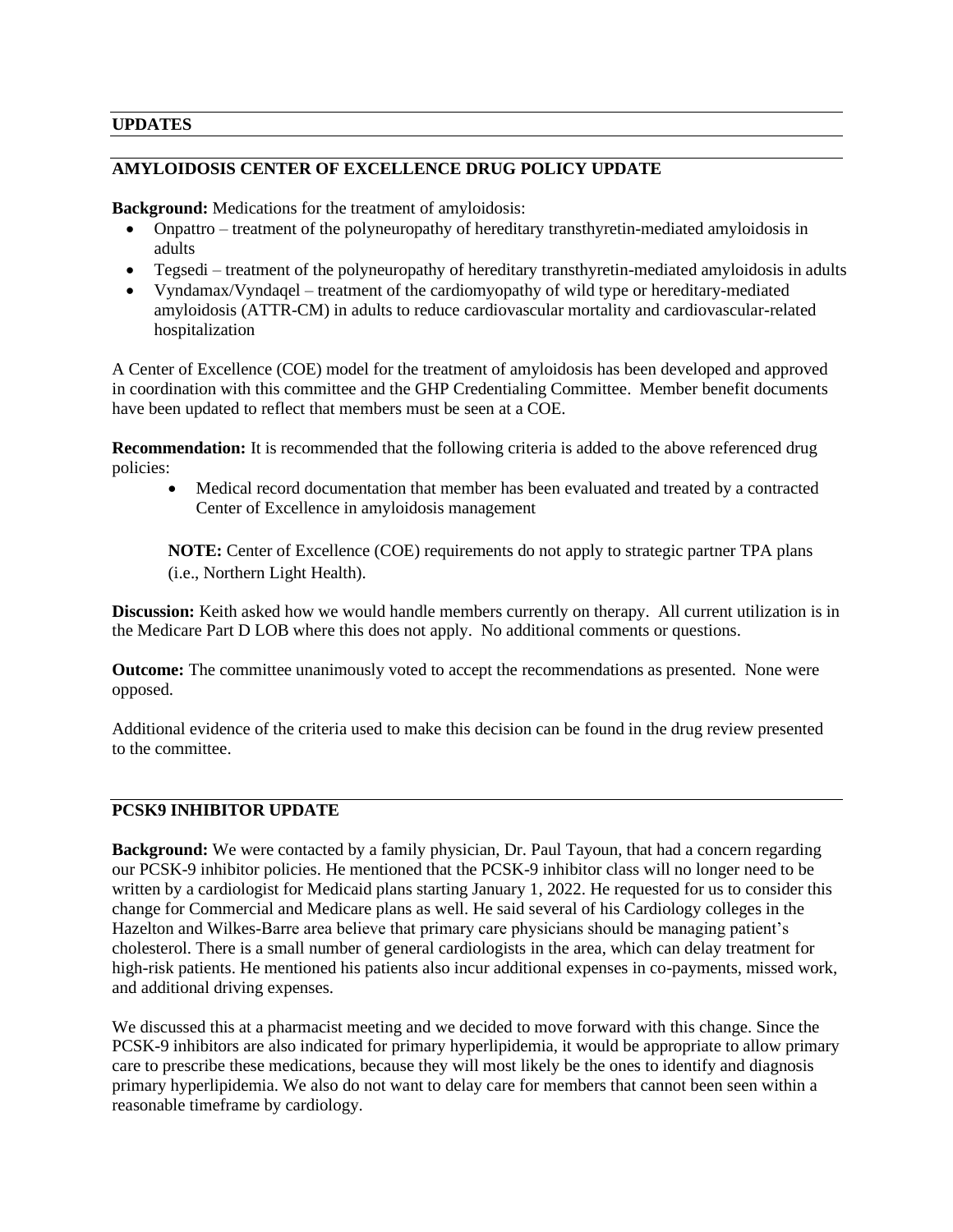## UPDATES

## AMYLOIDOSIS CENTER OF EXCELLENCE DRUG POLICY UPDATE

**Background:** Medications for the treatment of amyloidosis:

- Onpattro – treatment of the polyneuropathy of hereditary transthyretin-mediated amyloidosis in adults
- Tegsedi – treatment of the polyneuropathy of hereditary transthyretin-mediated amyloidosis in adults
- Vyndamax/Vyndaqel – treatment of the cardiomyopathy of wild type or hereditary-mediated amyloidosis (ATTR-CM) in adults to reduce cardiovascular mortality and cardiovascular-related hospitalization

A Center of Excellence (COE) model for the treatment of amyloidosis has been developed and approved in coordination with this committee and the GHP Credentialing Committee. Member benefit documents have been updated to reflect that members must be seen at a COE.

**Recommendation:** It is recommended that the following criteria is added to the above referenced drug policies:

- Medical record documentation that member has been evaluated and treated by a contracted Center of Excellence in amyloidosis management

  **NOTE:** Center of Excellence (COE) requirements do not apply to strategic partner TPA plans (i.e., Northern Light Health).

**Discussion:** Keith asked how we would handle members currently on therapy. All current utilization is in the Medicare Part D LOB where this does not apply. No additional comments or questions.

**Outcome:** The committee unanimously voted to accept the recommendations as presented. None were opposed.

Additional evidence of the criteria used to make this decision can be found in the drug review presented to the committee.

## PCSK9 INHIBITOR UPDATE

**Background:** We were contacted by a family physician, Dr. Paul Tayoun, that had a concern regarding our PCSK-9 inhibitor policies. He mentioned that the PCSK-9 inhibitor class will no longer need to be written by a cardiologist for Medicaid plans starting January 1, 2022. He requested for us to consider this change for Commercial and Medicare plans as well. He said several of his Cardiology colleges in the Hazelton and Wilkes-Barre area believe that primary care physicians should be managing patient's cholesterol. There is a small number of general cardiologists in the area, which can delay treatment for high-risk patients. He mentioned his patients also incur additional expenses in co-payments, missed work, and additional driving expenses.

We discussed this at a pharmacist meeting and we decided to move forward with this change. Since the PCSK-9 inhibitors are also indicated for primary hyperlipidemia, it would be appropriate to allow primary care to prescribe these medications, because they will most likely be the ones to identify and diagnosis primary hyperlipidemia. We also do not want to delay care for members that cannot been seen within a reasonable timeframe by cardiology.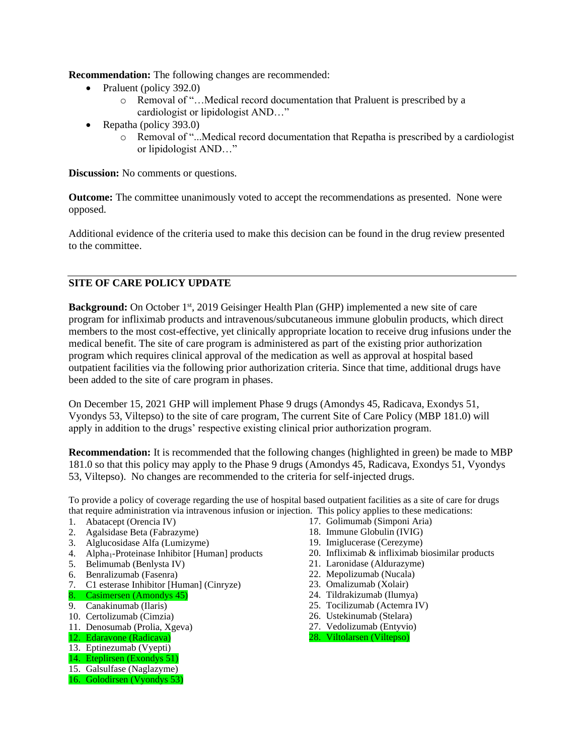**Recommendation:** The following changes are recommended:

- Praluent (policy 392.0)
  - Removal of "…Medical record documentation that Praluent is prescribed by a cardiologist or lipidologist AND…"
- Repatha (policy 393.0)
  - Removal of "...Medical record documentation that Repatha is prescribed by a cardiologist or lipidologist AND…"

**Discussion:** No comments or questions.

**Outcome:** The committee unanimously voted to accept the recommendations as presented. None were opposed.

Additional evidence of the criteria used to make this decision can be found in the drug review presented to the committee.

---

## SITE OF CARE POLICY UPDATE

**Background:** On October 1st, 2019 Geisinger Health Plan (GHP) implemented a new site of care program for infliximab products and intravenous/subcutaneous immune globulin products, which direct members to the most cost-effective, yet clinically appropriate location to receive drug infusions under the medical benefit. The site of care program is administered as part of the existing prior authorization program which requires clinical approval of the medication as well as approval at hospital based outpatient facilities via the following prior authorization criteria. Since that time, additional drugs have been added to the site of care program in phases.

On December 15, 2021 GHP will implement Phase 9 drugs (Amondys 45, Radicava, Exondys 51, Vyondys 53, Viltepso) to the site of care program, The current Site of Care Policy (MBP 181.0) will apply in addition to the drugs' respective existing clinical prior authorization program.

**Recommendation:** It is recommended that the following changes (highlighted in green) be made to MBP 181.0 so that this policy may apply to the Phase 9 drugs (Amondys 45, Radicava, Exondys 51, Vyondys 53, Viltepso). No changes are recommended to the criteria for self-injected drugs.

To provide a policy of coverage regarding the use of hospital based outpatient facilities as a site of care for drugs that require administration via intravenous infusion or injection. This policy applies to these medications:

1. Abatacept (Orencia IV)
2. Agalsidase Beta (Fabrazyme)
3. Alglucosidase Alfa (Lumizyme)
4. $Alpha_1$-Proteinase Inhibitor [Human] products
5. Belimumab (Benlysta IV)
6. Benralizumab (Fasenra)
7. C1 esterase Inhibitor [Human] (Cinryze)
8. Casimersen (Amondys 45)
9. Canakinumab (Ilaris)
10. Certolizumab (Cimzia)
11. Denosumab (Prolia, Xgeva)
12. Edaravone (Radicava)
13. Eptinezumab (Vyepti)
14. Eteplirsen (Exondys 51)
15. Galsulfase (Naglazyme)
16. Golodirsen (Vyondys 53)
17. Golimumab (Simponi Aria)
18. Immune Globulin (IVIG)
19. Imiglucerase (Cerezyme)
20. Infliximab & infliximab biosimilar products
21. Laronidase (Aldurazyme)
22. Mepolizumab (Nucala)
23. Omalizumab (Xolair)
24. Tildrakizumab (Ilumya)
25. Tocilizumab (Actemra IV)
26. Ustekinumab (Stelara)
27. Vedolizumab (Entyvio)
28. Viltolarsen (Viltepso)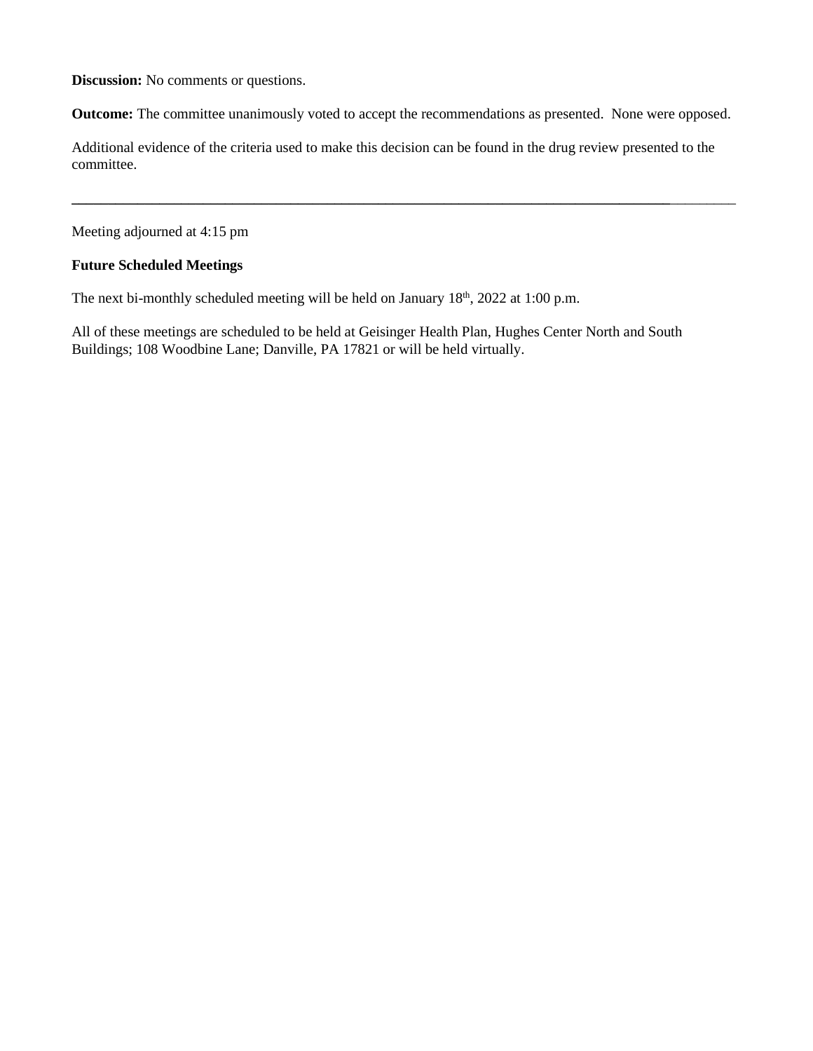**Discussion:** No comments or questions.

**Outcome:** The committee unanimously voted to accept the recommendations as presented. None were opposed.

Additional evidence of the criteria used to make this decision can be found in the drug review presented to the committee.

---

Meeting adjourned at 4:15 pm

**Future Scheduled Meetings**

The next bi-monthly scheduled meeting will be held on January 18th, 2022 at 1:00 p.m.

All of these meetings are scheduled to be held at Geisinger Health Plan, Hughes Center North and South Buildings; 108 Woodbine Lane; Danville, PA 17821 or will be held virtually.